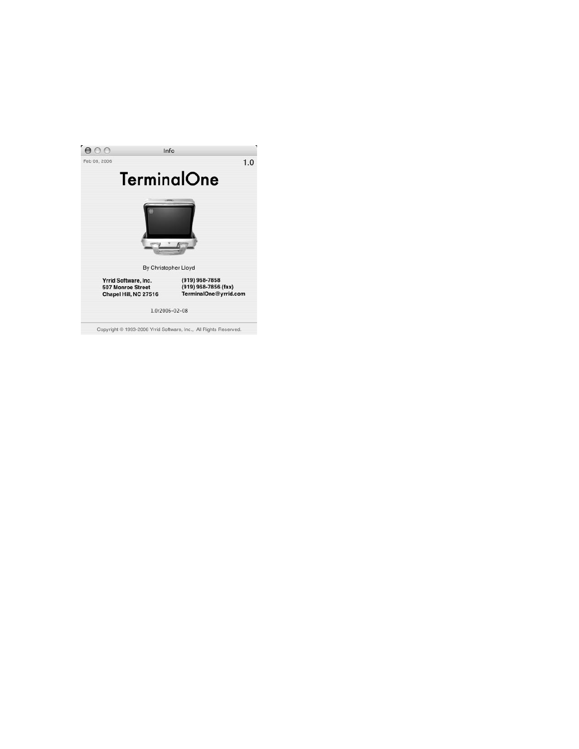Info

Feb 08, 2006

1.0

# TerminalOne

By Christopher Lloyd

**Yrrid Software, Inc.**
**507 Monroe Street**
**Chapel Hill, NC 27516**

**(919) 968-7858**
**(919) 968-7856 (fax)**
**TerminalOne@yrrid.com**

1.0r2006-02-08

Copyright © 1993-2006 Yrrid Software, Inc., All Rights Reserved.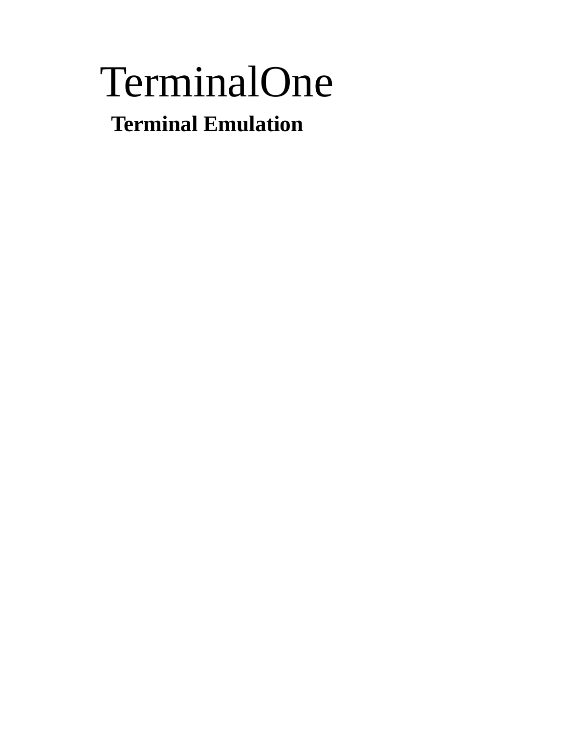# TerminalOne

**Terminal Emulation**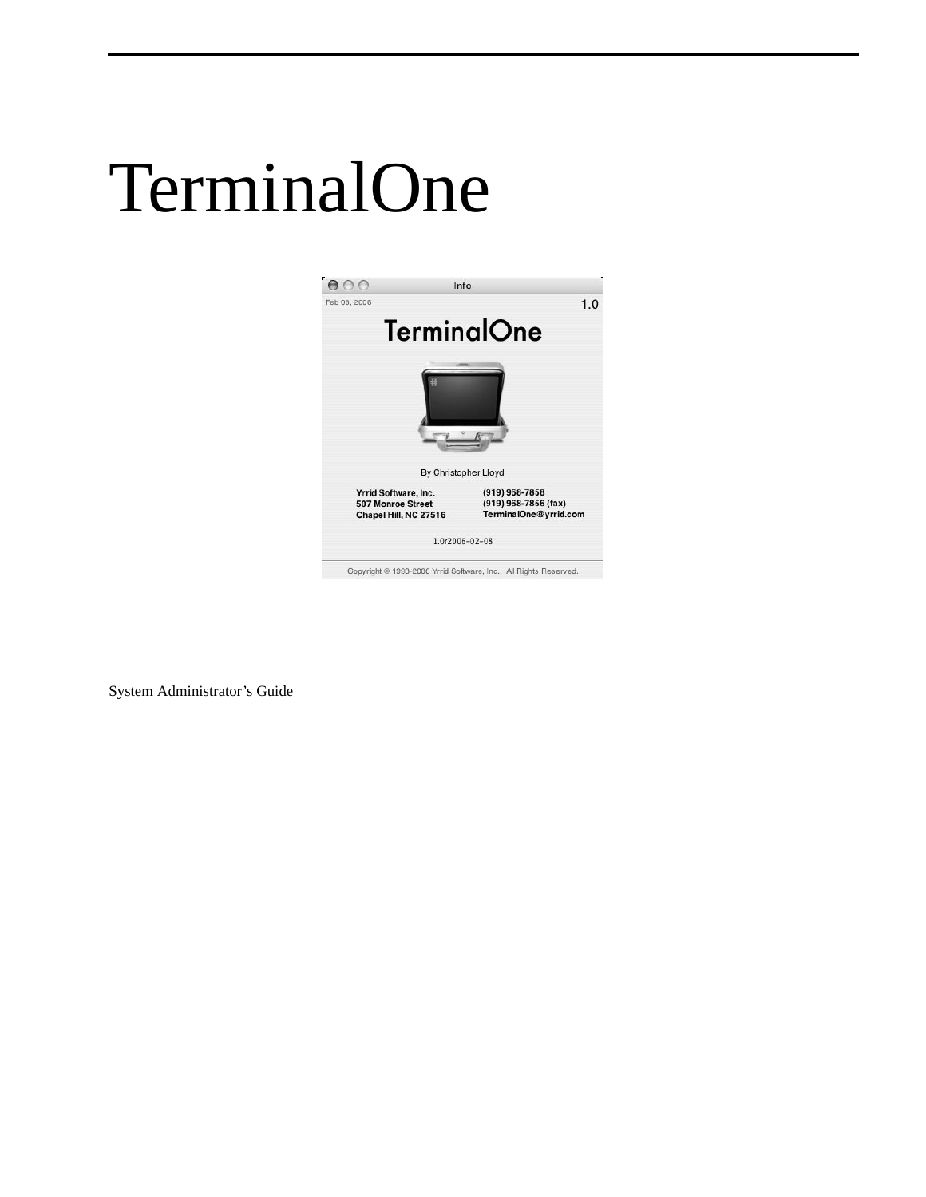# TerminalOne

System Administrator’s Guide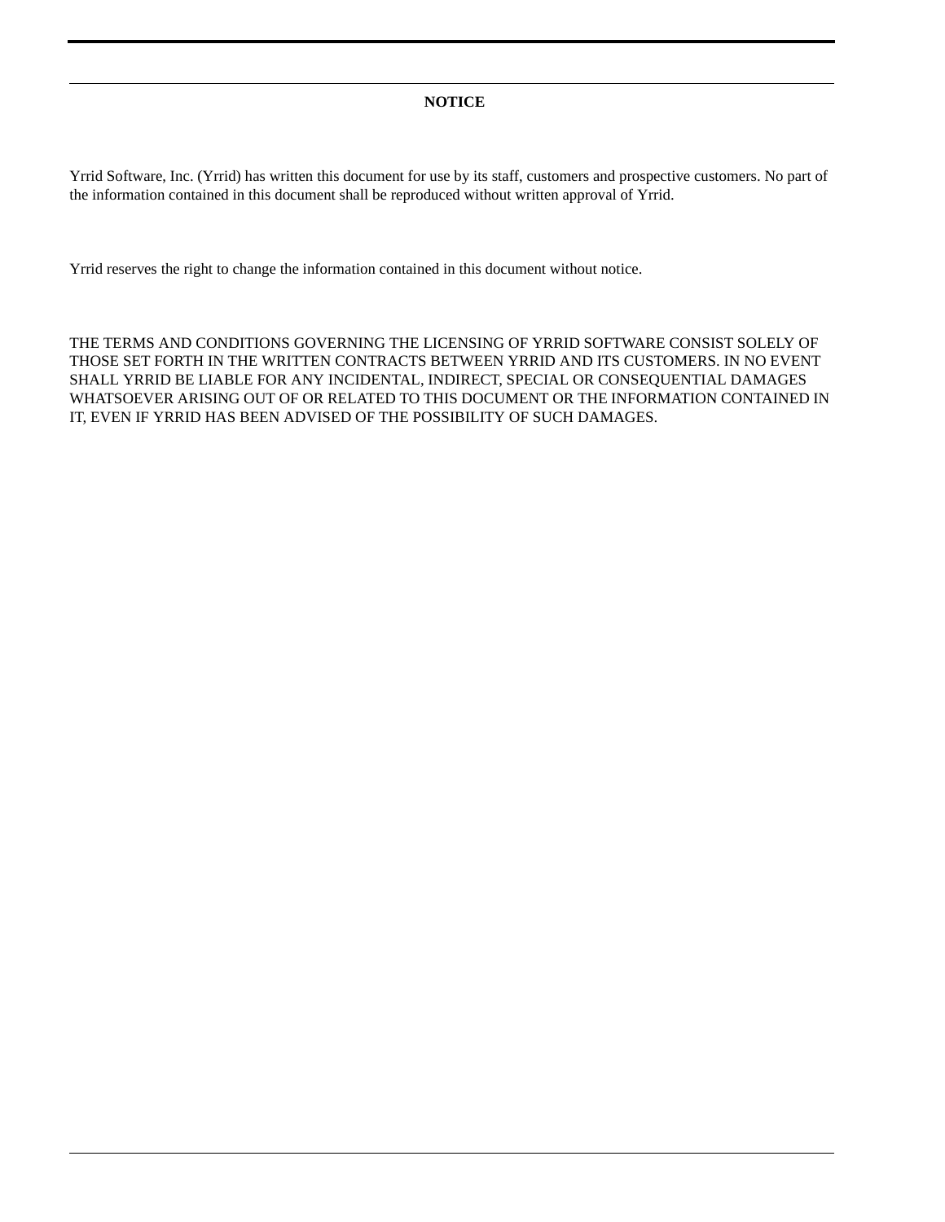**NOTICE**

Yrrid Software, Inc. (Yrrid) has written this document for use by its staff, customers and prospective customers. No part of the information contained in this document shall be reproduced without written approval of Yrrid.

Yrrid reserves the right to change the information contained in this document without notice.

THE TERMS AND CONDITIONS GOVERNING THE LICENSING OF YRRID SOFTWARE CONSIST SOLELY OF THOSE SET FORTH IN THE WRITTEN CONTRACTS BETWEEN YRRID AND ITS CUSTOMERS. IN NO EVENT SHALL YRRID BE LIABLE FOR ANY INCIDENTAL, INDIRECT, SPECIAL OR CONSEQUENTIAL DAMAGES WHATSOEVER ARISING OUT OF OR RELATED TO THIS DOCUMENT OR THE INFORMATION CONTAINED IN IT, EVEN IF YRRID HAS BEEN ADVISED OF THE POSSIBILITY OF SUCH DAMAGES.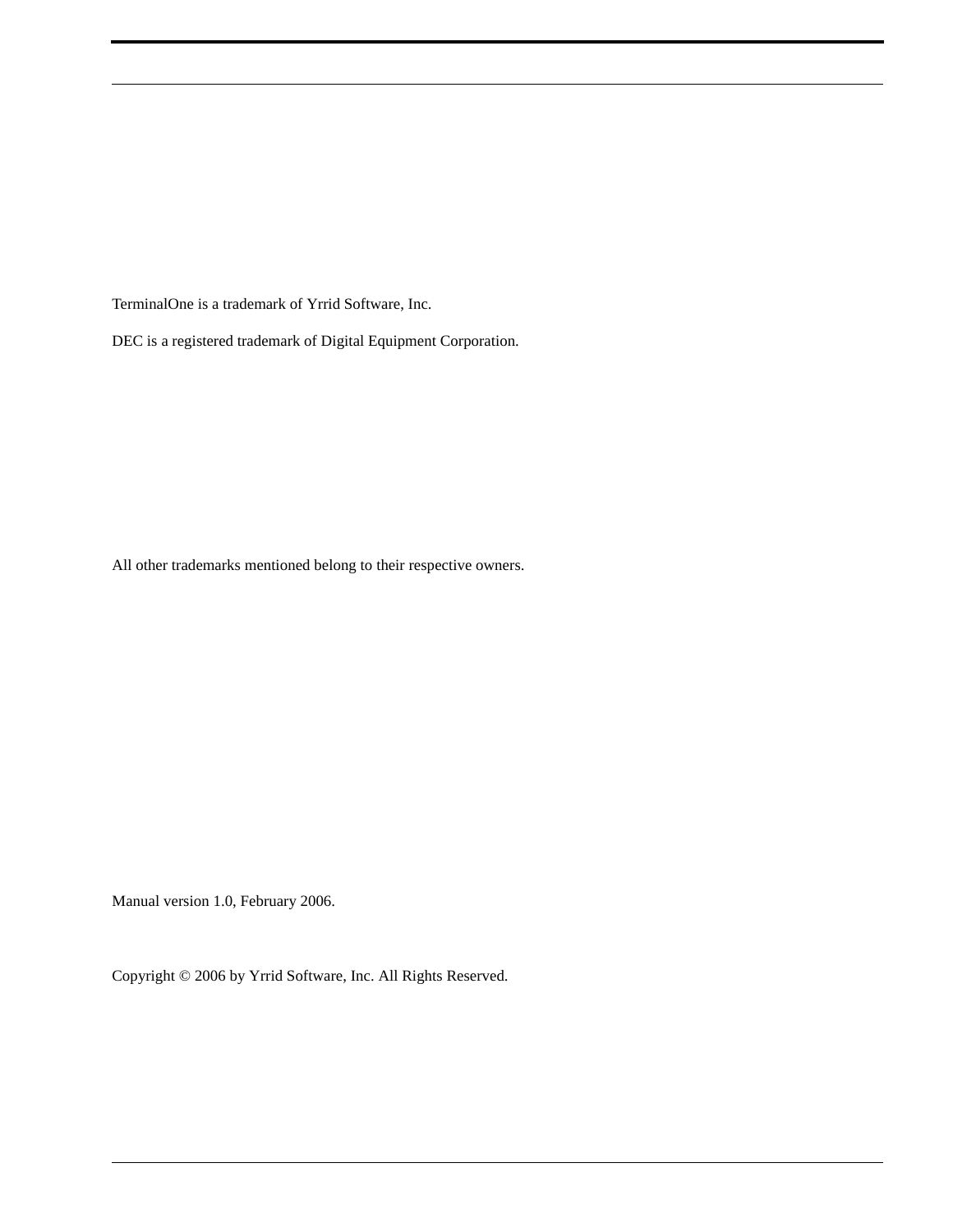TerminalOne is a trademark of Yrrid Software, Inc.

DEC is a registered trademark of Digital Equipment Corporation.

All other trademarks mentioned belong to their respective owners.

Manual version 1.0, February 2006.

Copyright © 2006 by Yrrid Software, Inc. All Rights Reserved.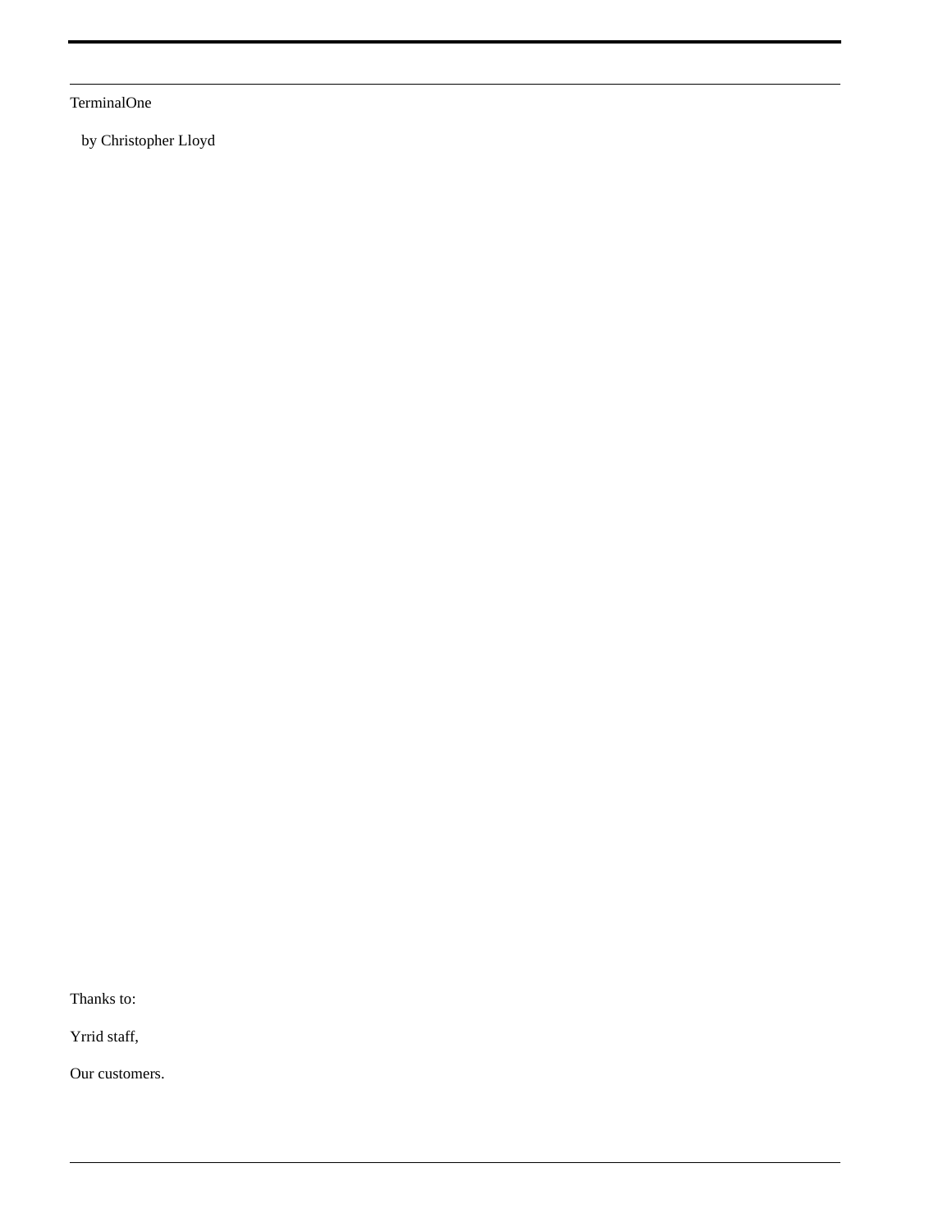TerminalOne

by Christopher Lloyd

Thanks to:

Yrrid staff,

Our customers.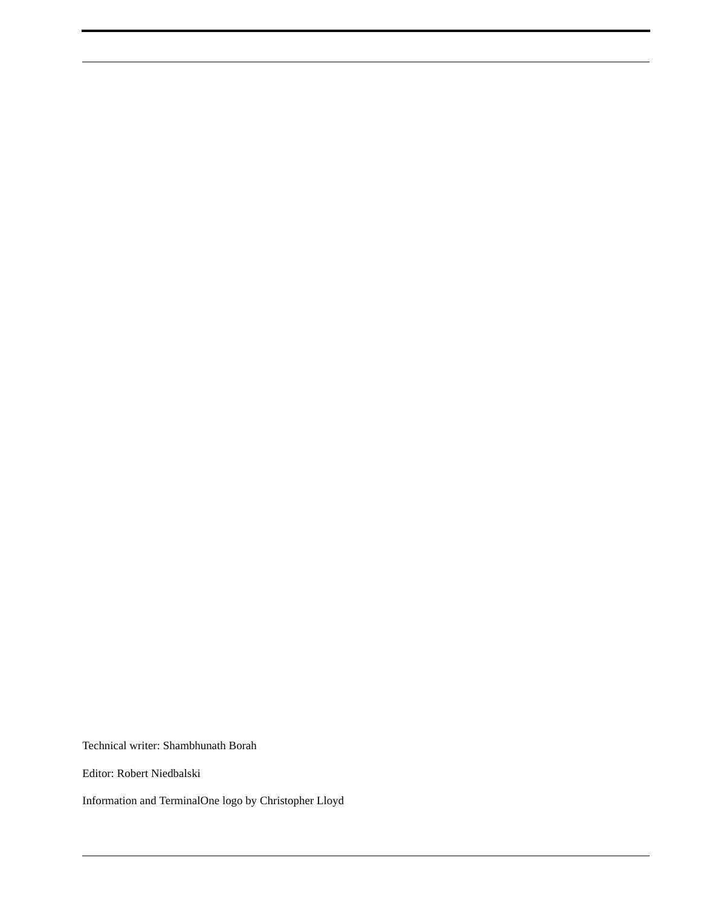Technical writer: Shambhunath Borah

Editor: Robert Niedbalski

Information and TerminalOne logo by Christopher Lloyd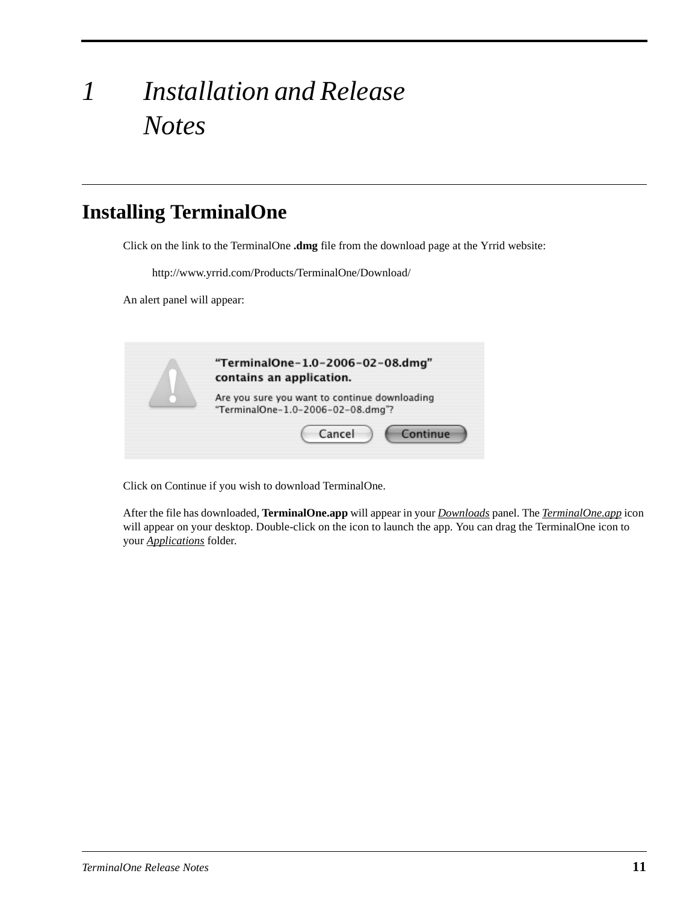# 1 *Installation and Release Notes*

## Installing TerminalOne

Click on the link to the TerminalOne **.dmg** file from the download page at the Yrrid website:

http://www.yrrid.com/Products/TerminalOne/Download/

An alert panel will appear:

Click on Continue if you wish to download TerminalOne.

After the file has downloaded, **TerminalOne.app** will appear in your ***Downloads*** panel. The ***TerminalOne.app*** icon will appear on your desktop. Double-click on the icon to launch the app. You can drag the TerminalOne icon to your ***Applications*** folder.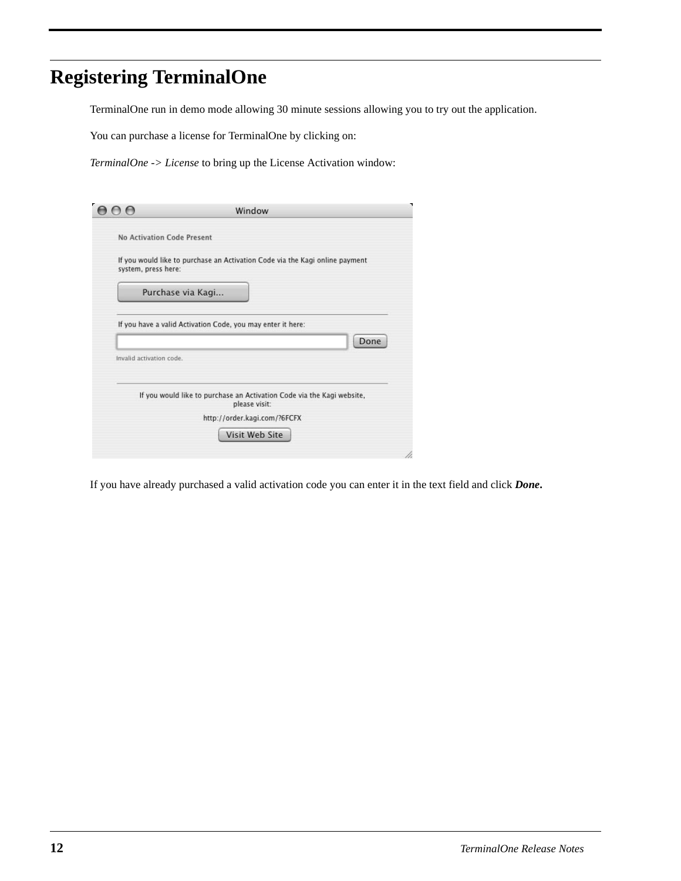# Registering TerminalOne

TerminalOne run in demo mode allowing 30 minute sessions allowing you to try out the application.

You can purchase a license for TerminalOne by clicking on:

*TerminalOne -> License* to bring up the License Activation window:

If you have already purchased a valid activation code you can enter it in the text field and click ***Done*.**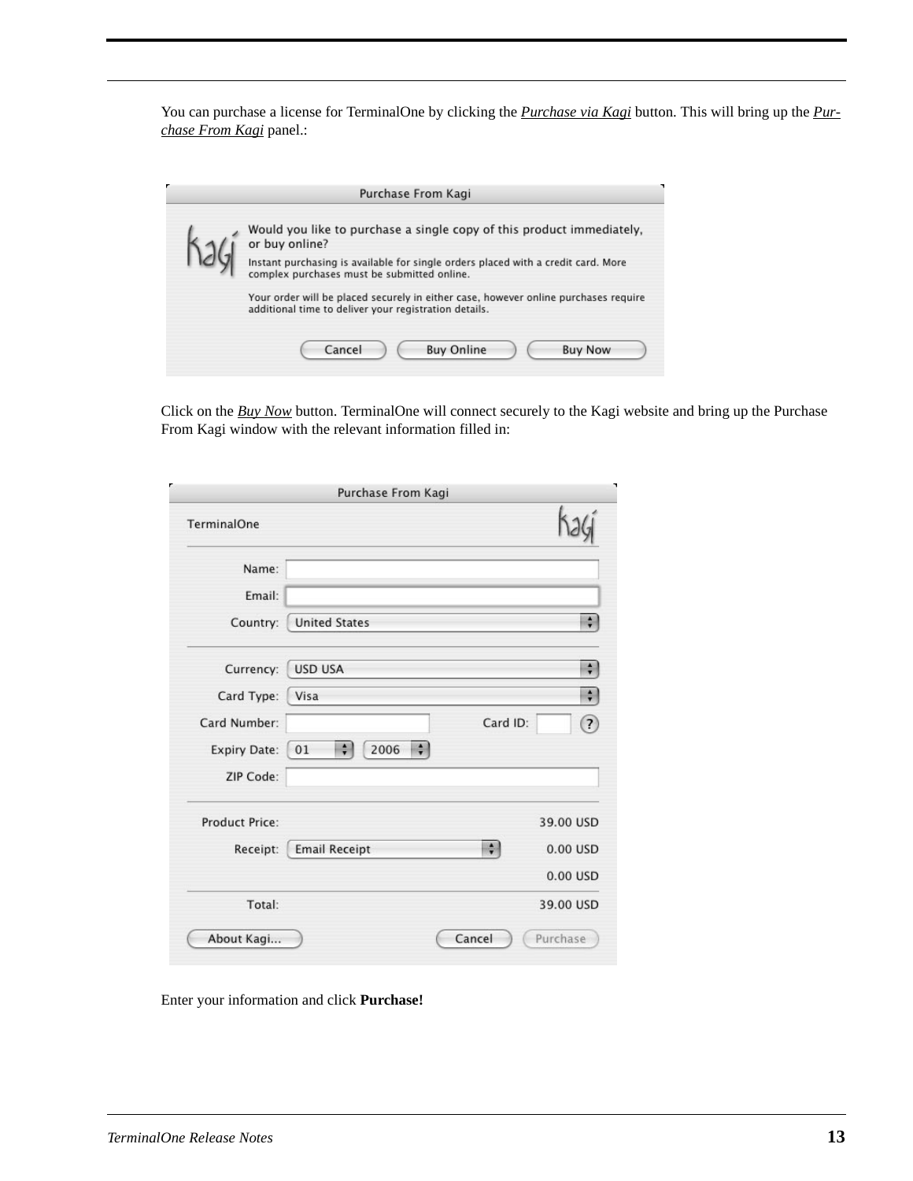You can purchase a license for TerminalOne by clicking the ***Purchase via Kagi*** button. This will bring up the ***Purchase From Kagi*** panel.:

Click on the ***Buy Now*** button. TerminalOne will connect securely to the Kagi website and bring up the Purchase From Kagi window with the relevant information filled in:

Enter your information and click **Purchase!**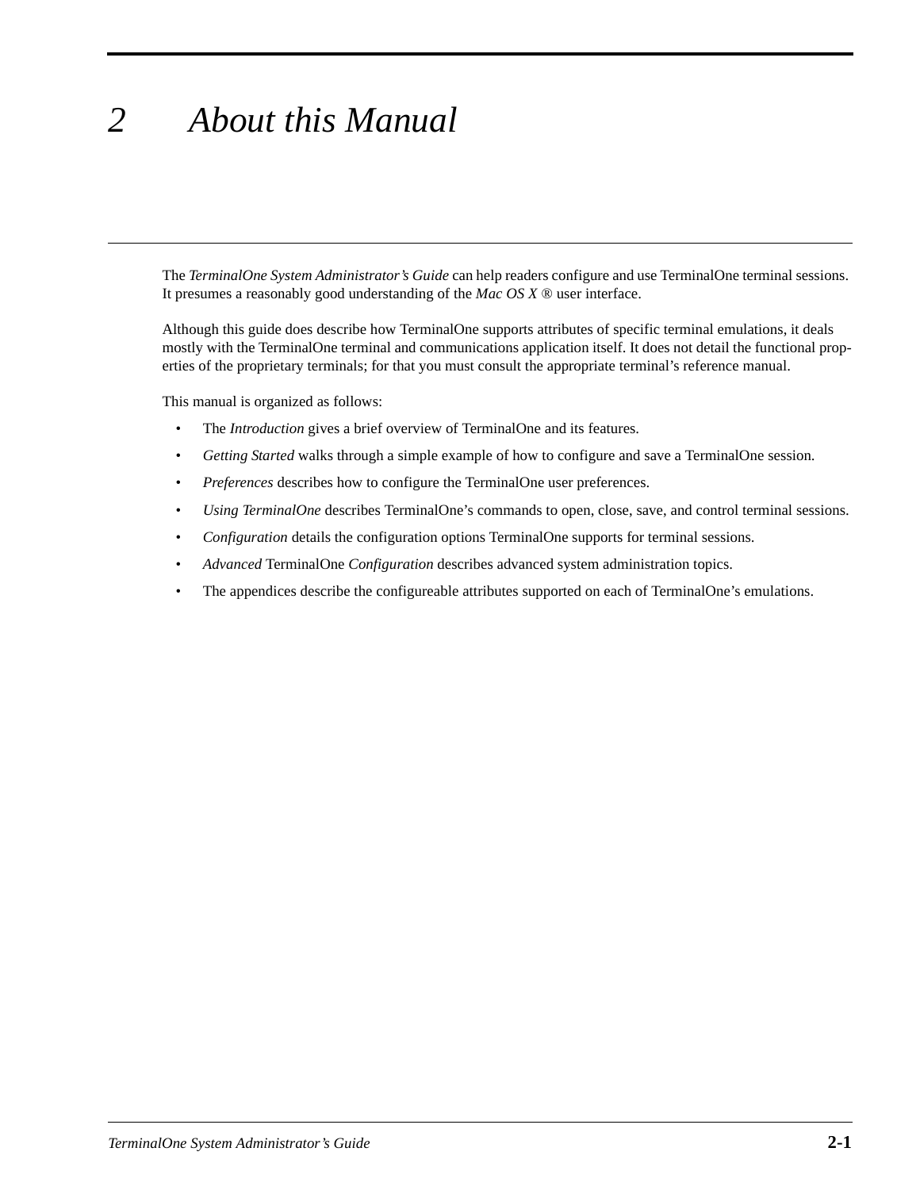# 2 *About this Manual*

The *TerminalOne System Administrator's Guide* can help readers configure and use TerminalOne terminal sessions. It presumes a reasonably good understanding of the *Mac OS X* ® user interface.

Although this guide does describe how TerminalOne supports attributes of specific terminal emulations, it deals mostly with the TerminalOne terminal and communications application itself. It does not detail the functional properties of the proprietary terminals; for that you must consult the appropriate terminal's reference manual.

This manual is organized as follows:

- The *Introduction* gives a brief overview of TerminalOne and its features.
- *Getting Started* walks through a simple example of how to configure and save a TerminalOne session.
- *Preferences* describes how to configure the TerminalOne user preferences.
- *Using TerminalOne* describes TerminalOne's commands to open, close, save, and control terminal sessions.
- *Configuration* details the configuration options TerminalOne supports for terminal sessions.
- *Advanced* TerminalOne *Configuration* describes advanced system administration topics.
- The appendices describe the configureable attributes supported on each of TerminalOne's emulations.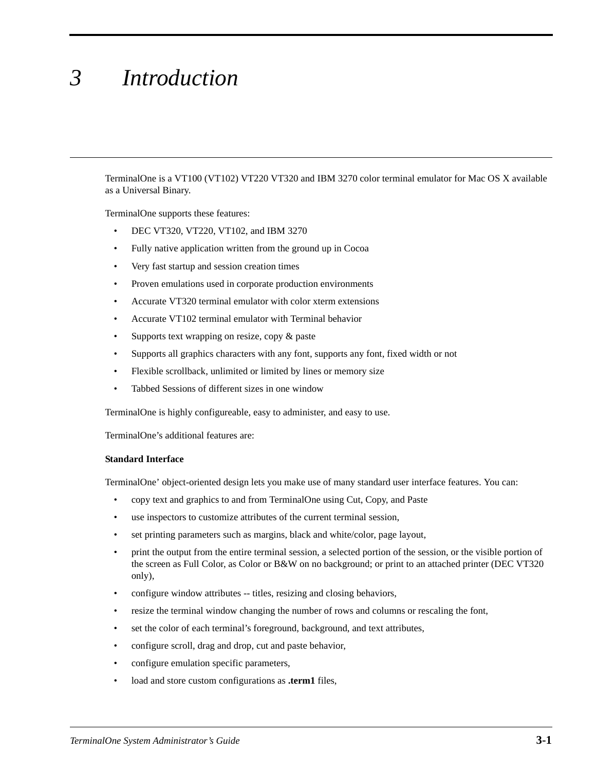# 3 Introduction

TerminalOne is a VT100 (VT102) VT220 VT320 and IBM 3270 color terminal emulator for Mac OS X available as a Universal Binary.

TerminalOne supports these features:

- DEC VT320, VT220, VT102, and IBM 3270
- Fully native application written from the ground up in Cocoa
- Very fast startup and session creation times
- Proven emulations used in corporate production environments
- Accurate VT320 terminal emulator with color xterm extensions
- Accurate VT102 terminal emulator with Terminal behavior
- Supports text wrapping on resize, copy & paste
- Supports all graphics characters with any font, supports any font, fixed width or not
- Flexible scrollback, unlimited or limited by lines or memory size
- Tabbed Sessions of different sizes in one window

TerminalOne is highly configureable, easy to administer, and easy to use.

TerminalOne's additional features are:

**Standard Interface**

TerminalOne' object-oriented design lets you make use of many standard user interface features. You can:

- copy text and graphics to and from TerminalOne using Cut, Copy, and Paste
- use inspectors to customize attributes of the current terminal session,
- set printing parameters such as margins, black and white/color, page layout,
- print the output from the entire terminal session, a selected portion of the session, or the visible portion of the screen as Full Color, as Color or B&W on no background; or print to an attached printer (DEC VT320 only),
- configure window attributes -- titles, resizing and closing behaviors,
- resize the terminal window changing the number of rows and columns or rescaling the font,
- set the color of each terminal's foreground, background, and text attributes,
- configure scroll, drag and drop, cut and paste behavior,
- configure emulation specific parameters,
- load and store custom configurations as **.term1** files,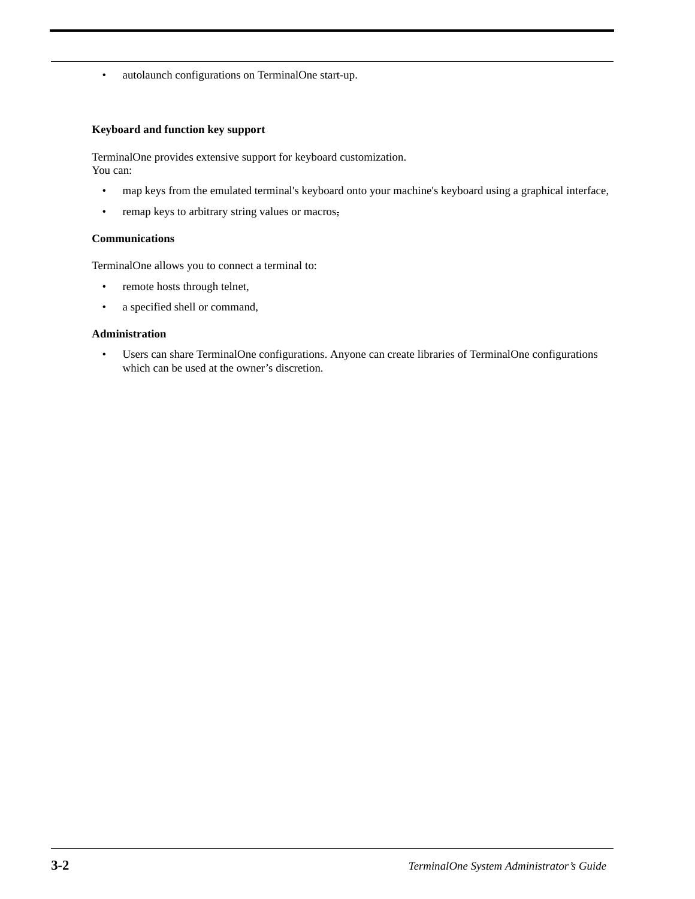- autolaunch configurations on TerminalOne start-up.

**Keyboard and function key support**

TerminalOne provides extensive support for keyboard customization.
You can:

- map keys from the emulated terminal's keyboard onto your machine's keyboard using a graphical interface,
- remap keys to arbitrary string values or macros,

**Communications**

TerminalOne allows you to connect a terminal to:

- remote hosts through telnet,
- a specified shell or command,

**Administration**

- Users can share TerminalOne configurations. Anyone can create libraries of TerminalOne configurations which can be used at the owner’s discretion.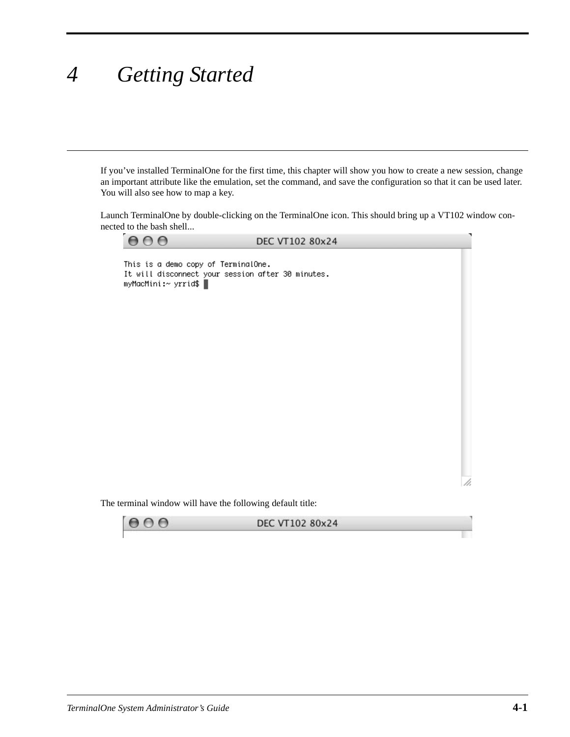# 4 Getting Started

If you've installed TerminalOne for the first time, this chapter will show you how to create a new session, change an important attribute like the emulation, set the command, and save the configuration so that it can be used later. You will also see how to map a key.

Launch TerminalOne by double-clicking on the TerminalOne icon. This should bring up a VT102 window connected to the bash shell...

The terminal window will have the following default title: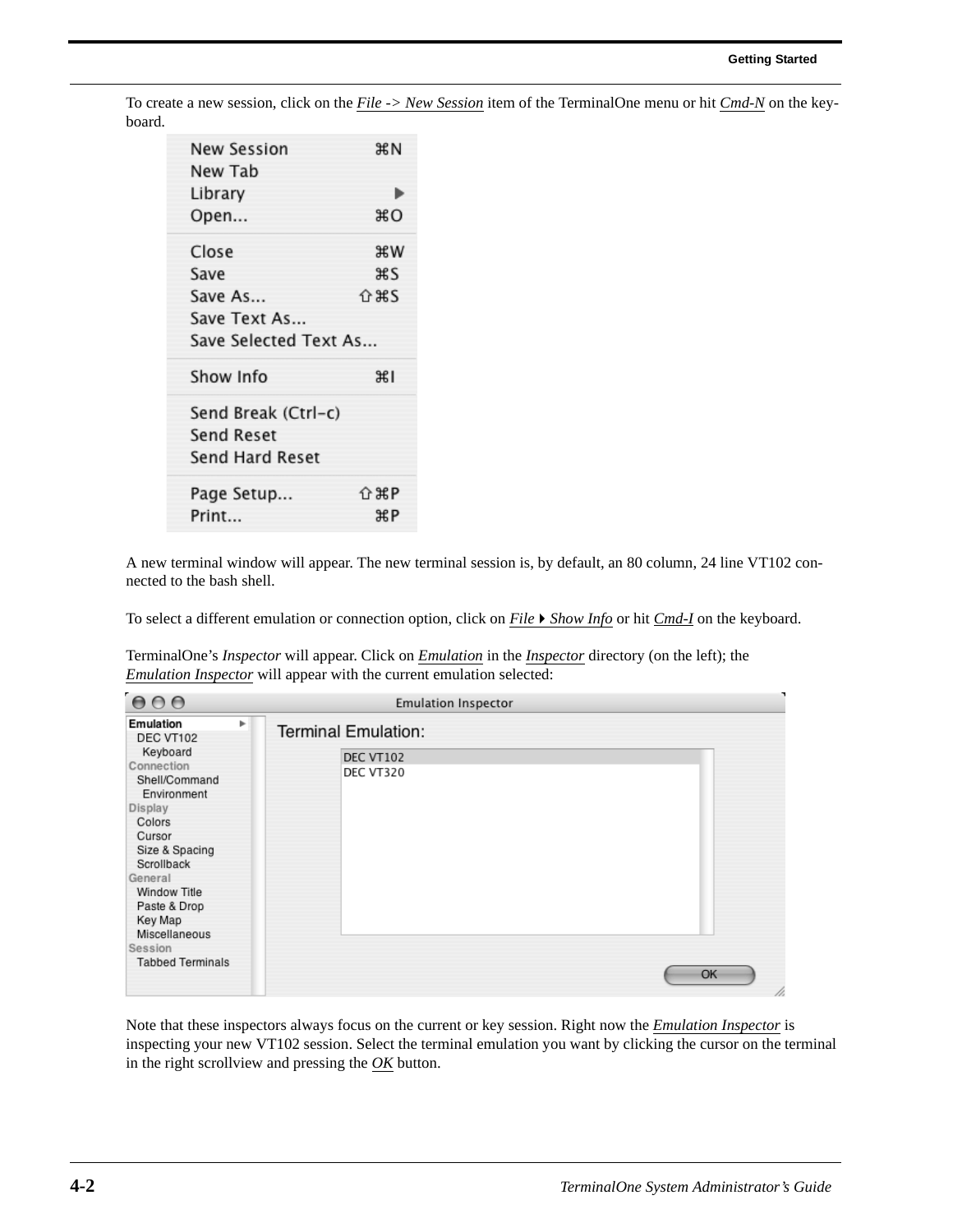To create a new session, click on the *File -> New Session* item of the TerminalOne menu or hit *Cmd-N* on the keyboard.

A new terminal window will appear. The new terminal session is, by default, an 80 column, 24 line VT102 connected to the bash shell.

To select a different emulation or connection option, click on *File ▸ Show Info* or hit *Cmd-I* on the keyboard.

TerminalOne's *Inspector* will appear. Click on *Emulation* in the *Inspector* directory (on the left); the *Emulation Inspector* will appear with the current emulation selected:

Note that these inspectors always focus on the current or key session. Right now the *Emulation Inspector* is inspecting your new VT102 session. Select the terminal emulation you want by clicking the cursor on the terminal in the right scrollview and pressing the *OK* button.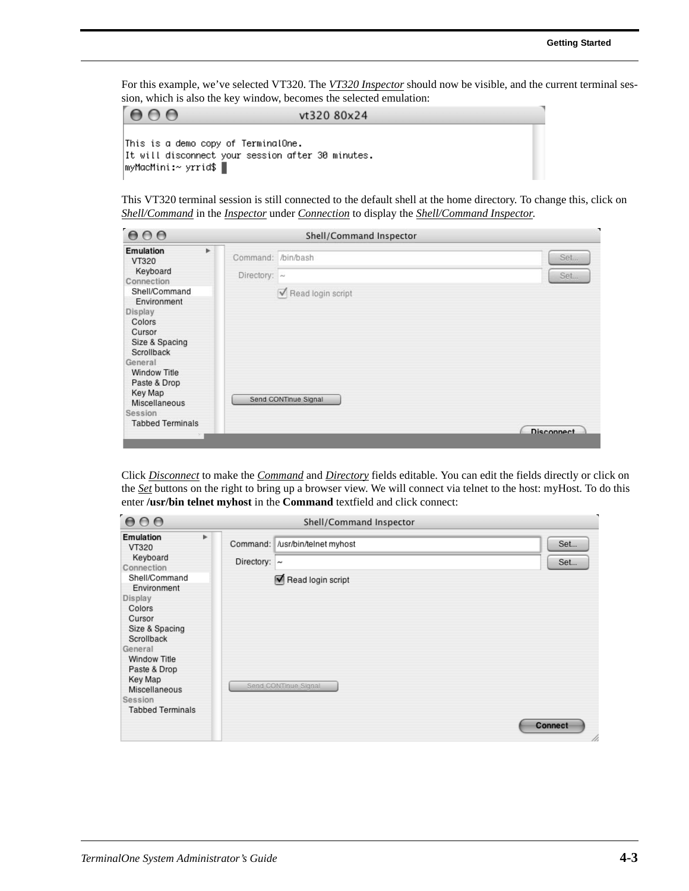For this example, we've selected VT320. The *VT320 Inspector* should now be visible, and the current terminal session, which is also the key window, becomes the selected emulation:

This VT320 terminal session is still connected to the default shell at the home directory. To change this, click on *Shell/Command* in the *Inspector* under *Connection* to display the *Shell/Command Inspector.*

Click *Disconnect* to make the *Command* and *Directory* fields editable. You can edit the fields directly or click on the *Set* buttons on the right to bring up a browser view. We will connect via telnet to the host: myHost. To do this enter **/usr/bin telnet myhost** in the **Command** textfield and click connect: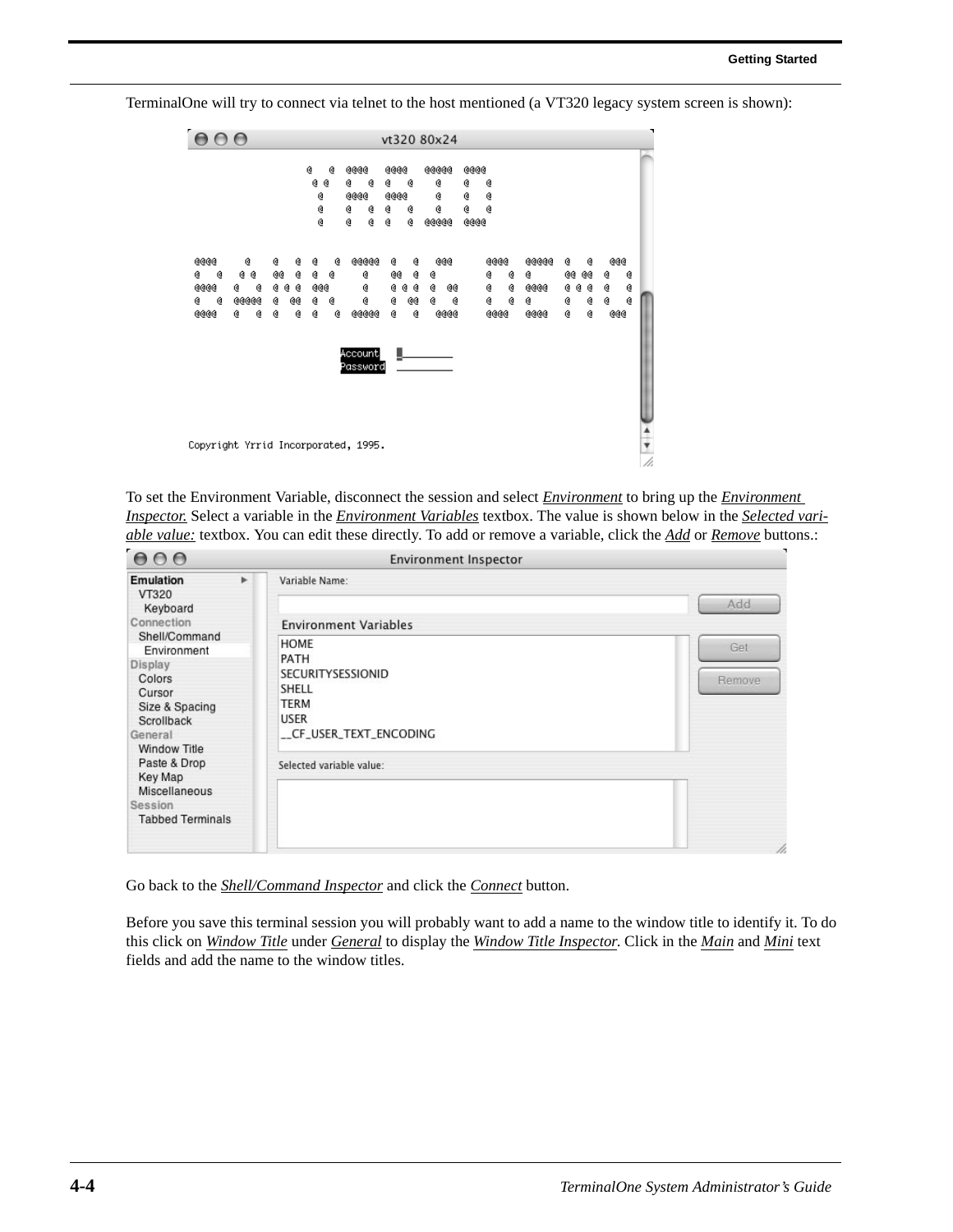TerminalOne will try to connect via telnet to the host mentioned (a VT320 legacy system screen is shown):

To set the Environment Variable, disconnect the session and select *Environment* to bring up the *Environment Inspector.* Select a variable in the *Environment Variables* textbox. The value is shown below in the *Selected variable value:* textbox. You can edit these directly. To add or remove a variable, click the *Add* or *Remove* buttons.:

Go back to the *Shell/Command Inspector* and click the *Connect* button.

Before you save this terminal session you will probably want to add a name to the window title to identify it. To do this click on *Window Title* under *General* to display the *Window Title Inspector*. Click in the *Main* and *Mini* text fields and add the name to the window titles.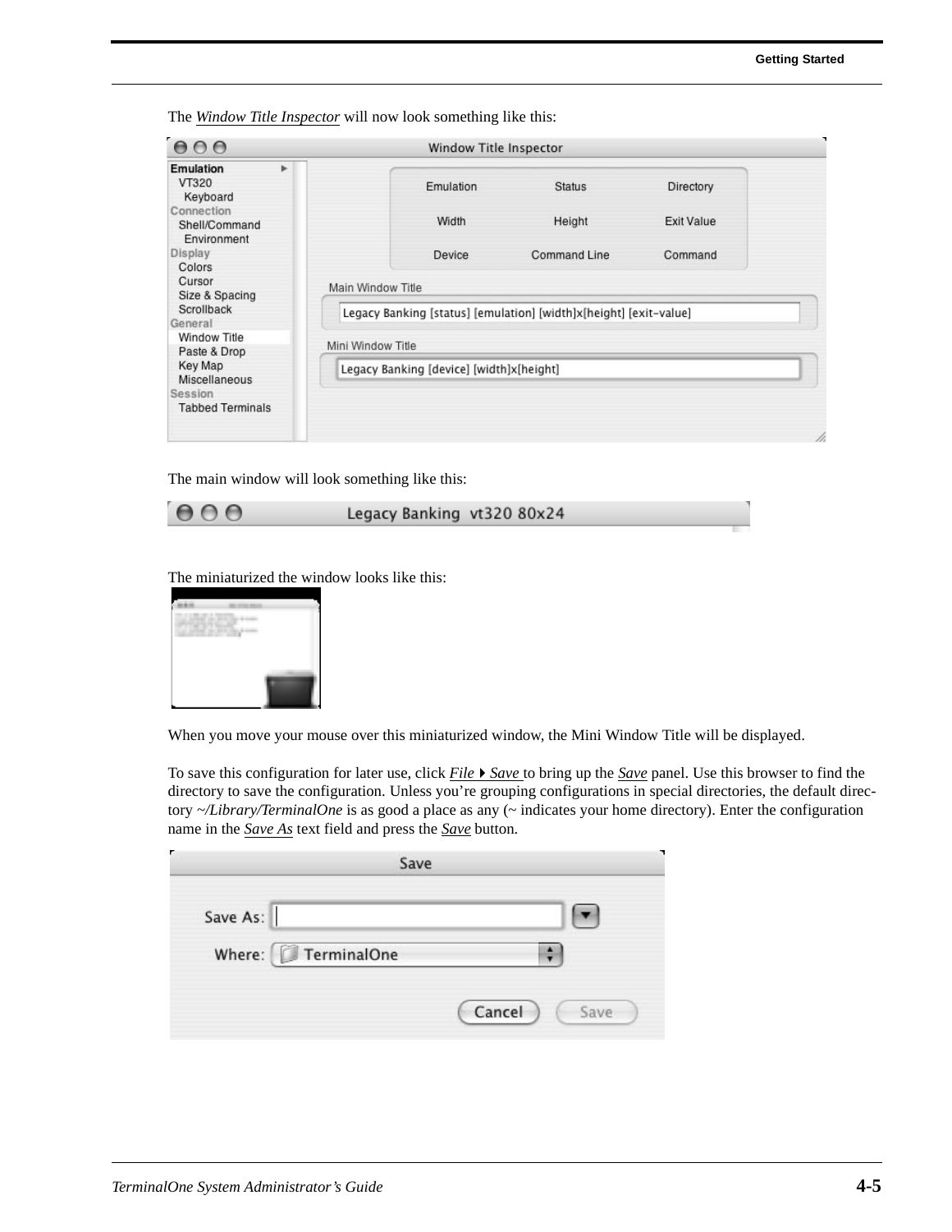The *Window Title Inspector* will now look something like this:

The main window will look something like this:

The miniaturized the window looks like this:

When you move your mouse over this miniaturized window, the Mini Window Title will be displayed.

To save this configuration for later use, click *File ▸ Save* to bring up the *Save* panel. Use this browser to find the directory to save the configuration. Unless you're grouping configurations in special directories, the default directory *~/Library/TerminalOne* is as good a place as any (~ indicates your home directory). Enter the configuration name in the *Save As* text field and press the *Save* button.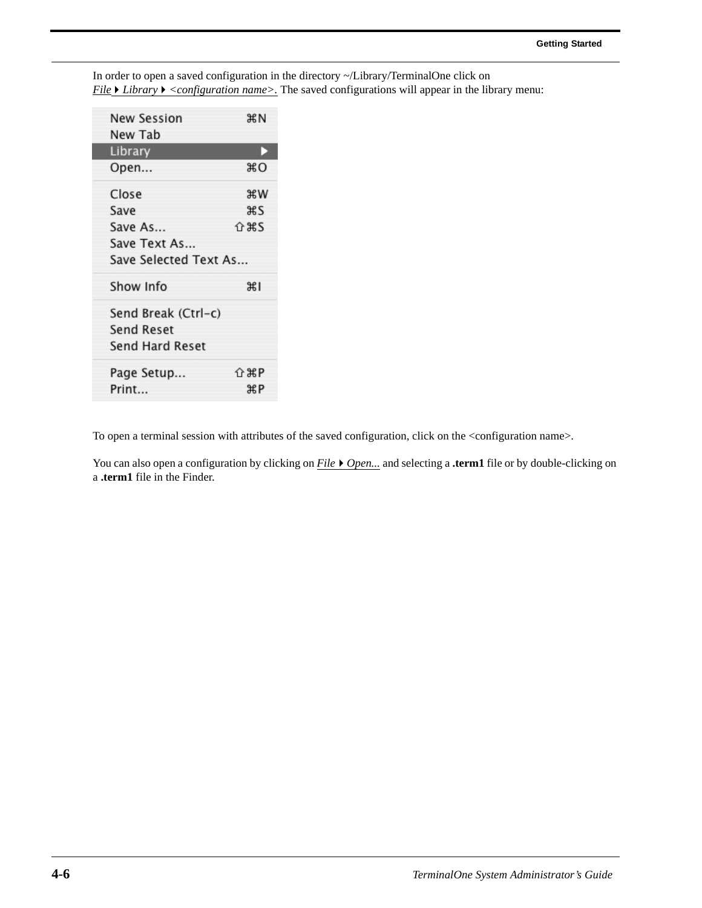In order to open a saved configuration in the directory ~/Library/TerminalOne click on
*File ▸ Library ▸ <configuration name>*. The saved configurations will appear in the library menu:

- New Session ⌘N
- New Tab
- Library ▸
- Open... ⌘O
- Close ⌘W
- Save ⌘S
- Save As... ⇧⌘S
- Save Text As...
- Save Selected Text As...
- Show Info ⌘I
- Send Break (Ctrl-c)
- Send Reset
- Send Hard Reset
- Page Setup... ⇧⌘P
- Print... ⌘P

To open a terminal session with attributes of the saved configuration, click on the <configuration name>.

You can also open a configuration by clicking on *File ▸ Open...* and selecting a **.term1** file or by double-clicking on a **.term1** file in the Finder.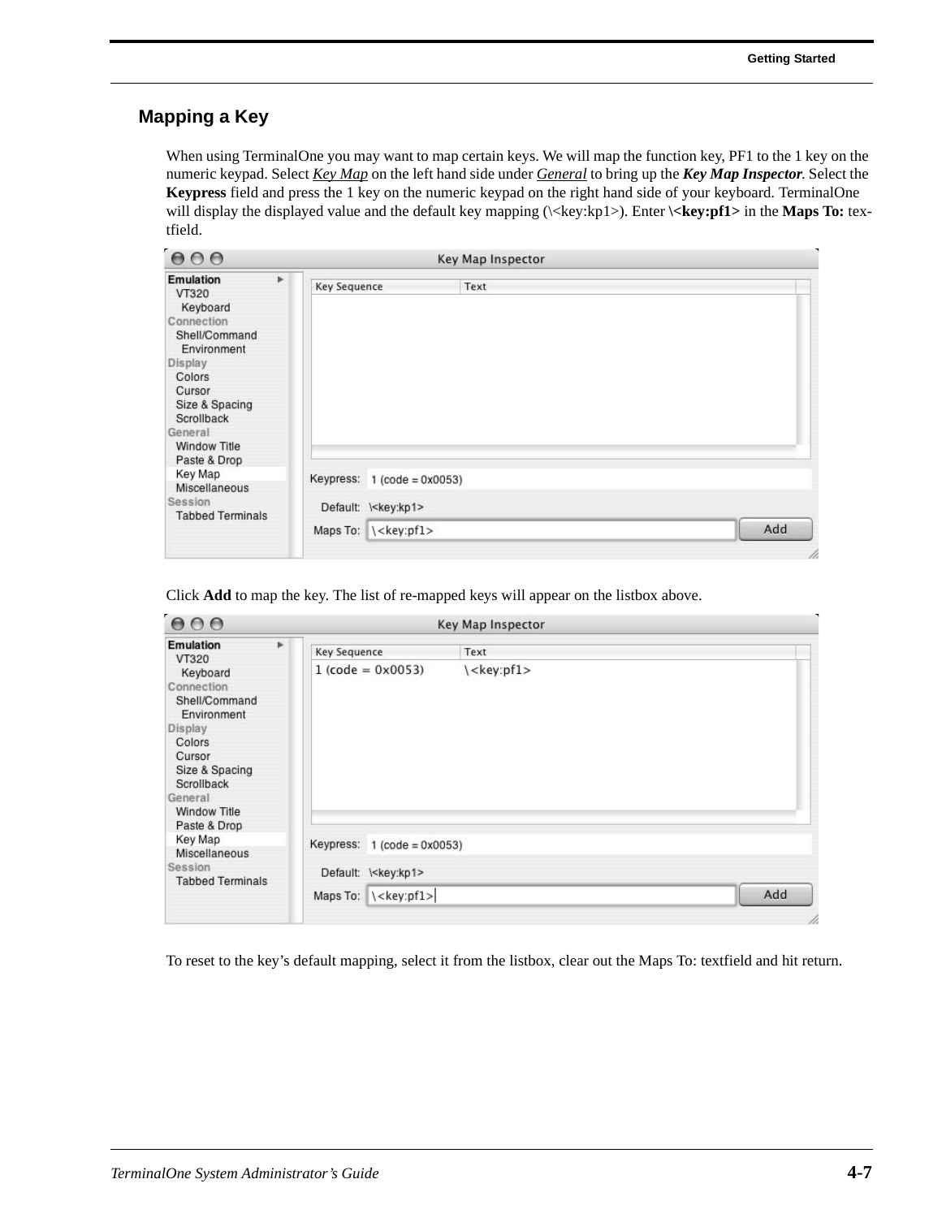## Mapping a Key

When using TerminalOne you may want to map certain keys. We will map the function key, PF1 to the 1 key on the numeric keypad. Select *Key Map* on the left hand side under *General* to bring up the ***Key Map Inspector***. Select the **Keypress** field and press the 1 key on the numeric keypad on the right hand side of your keyboard. TerminalOne will display the displayed value and the default key mapping (\<key:kp1>). Enter **\<key:pf1>** in the **Maps To:** tex-tfield.

Click **Add** to map the key. The list of re-mapped keys will appear on the listbox above.

To reset to the key's default mapping, select it from the listbox, clear out the Maps To: textfield and hit return.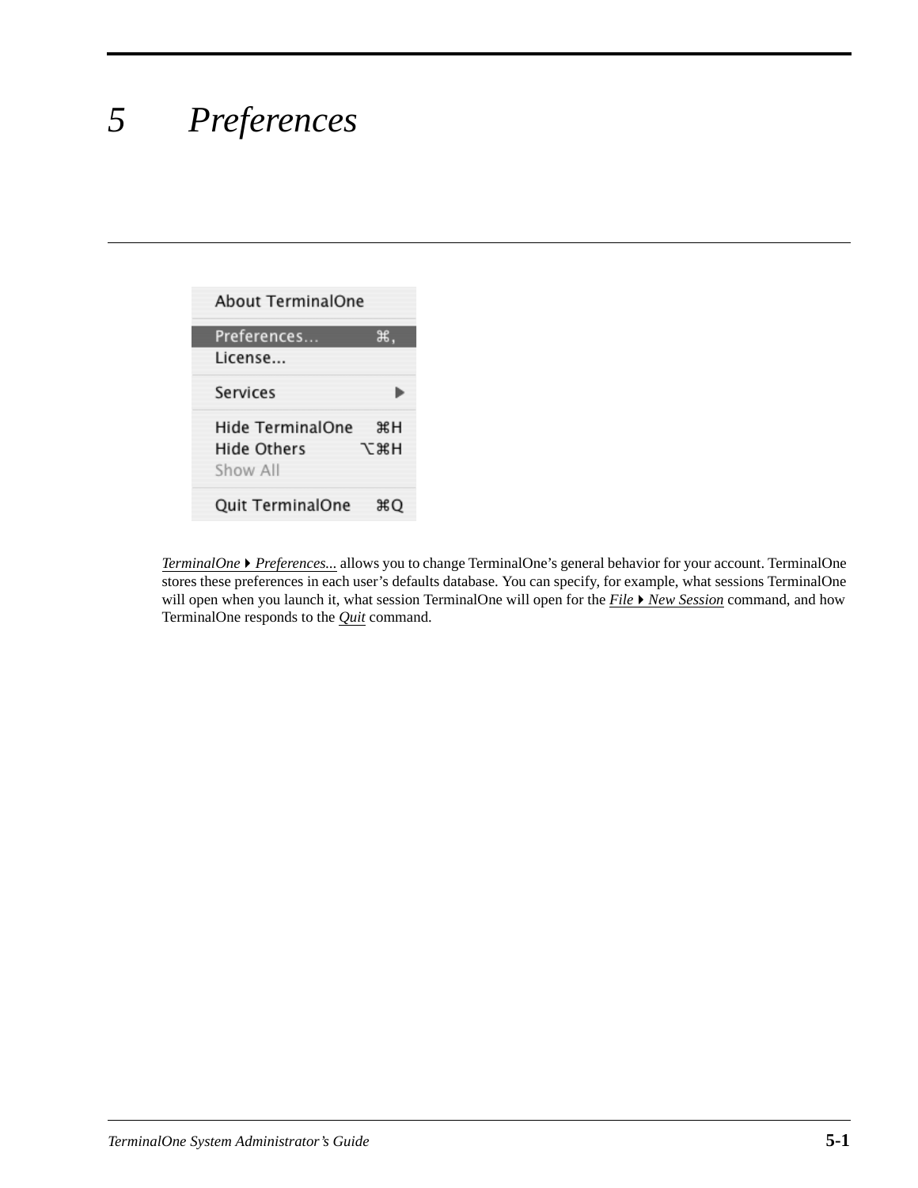# 5 Preferences

*TerminalOne ▸ Preferences...* allows you to change TerminalOne's general behavior for your account. TerminalOne stores these preferences in each user's defaults database. You can specify, for example, what sessions TerminalOne will open when you launch it, what session TerminalOne will open for the *File ▸ New Session* command, and how TerminalOne responds to the *Quit* command.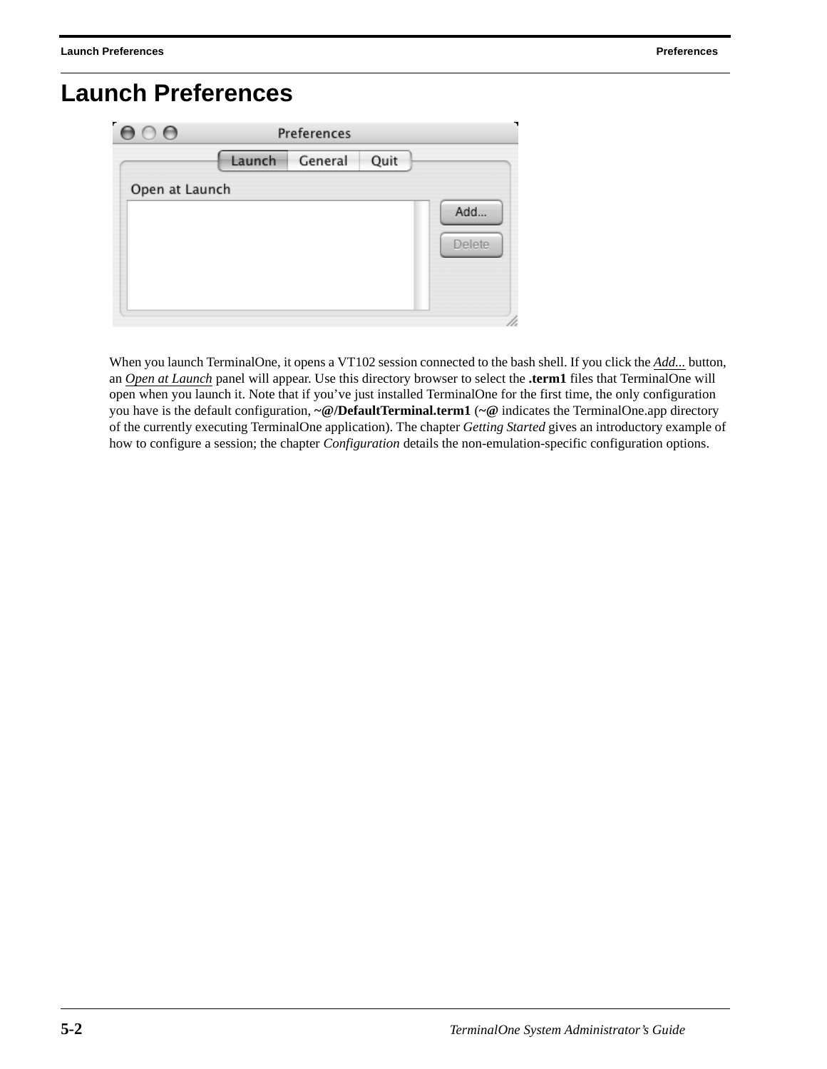# Launch Preferences

When you launch TerminalOne, it opens a VT102 session connected to the bash shell. If you click the *Add...* button, an *Open at Launch* panel will appear. Use this directory browser to select the **.term1** files that TerminalOne will open when you launch it. Note that if you've just installed TerminalOne for the first time, the only configuration you have is the default configuration, **~@/DefaultTerminal.term1** (**~@** indicates the TerminalOne.app directory of the currently executing TerminalOne application). The chapter *Getting Started* gives an introductory example of how to configure a session; the chapter *Configuration* details the non-emulation-specific configuration options.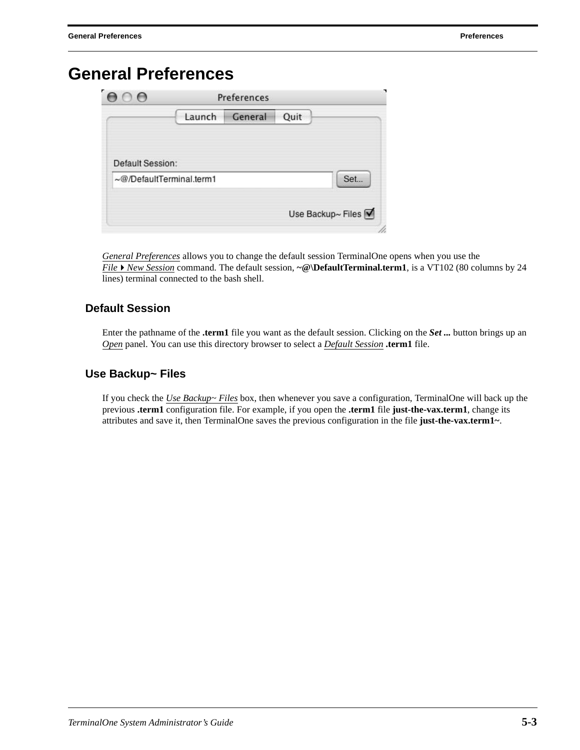# General Preferences

*General Preferences* allows you to change the default session TerminalOne opens when you use the *File ▸ New Session* command. The default session, **~@\DefaultTerminal.term1**, is a VT102 (80 columns by 24 lines) terminal connected to the bash shell.

## Default Session

Enter the pathname of the **.term1** file you want as the default session. Clicking on the ***Set ...*** button brings up an *Open* panel. You can use this directory browser to select a *Default Session* **.term1** file.

## Use Backup~ Files

If you check the *Use Backup~ Files* box, then whenever you save a configuration, TerminalOne will back up the previous **.term1** configuration file. For example, if you open the **.term1** file **just-the-vax.term1**, change its attributes and save it, then TerminalOne saves the previous configuration in the file **just-the-vax.term1~**.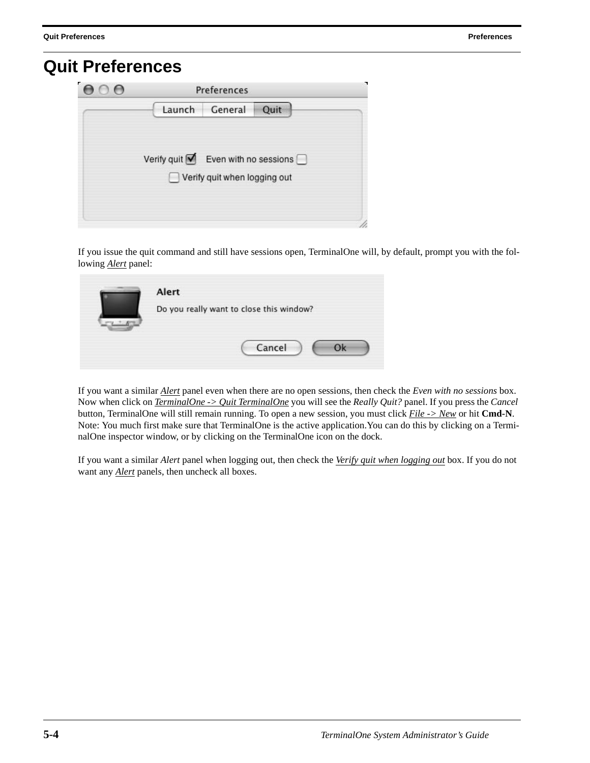# Quit Preferences

If you issue the quit command and still have sessions open, TerminalOne will, by default, prompt you with the following *Alert* panel:

If you want a similar *Alert* panel even when there are no open sessions, then check the *Even with no sessions* box. Now when click on *TerminalOne -> Quit TerminalOne* you will see the *Really Quit?* panel. If you press the *Cancel* button, TerminalOne will still remain running. To open a new session, you must click *File -> New* or hit **Cmd-N**. Note: You much first make sure that TerminalOne is the active application.You can do this by clicking on a TerminalOne inspector window, or by clicking on the TerminalOne icon on the dock.

If you want a similar *Alert* panel when logging out, then check the *Verify quit when logging out* box. If you do not want any *Alert* panels, then uncheck all boxes.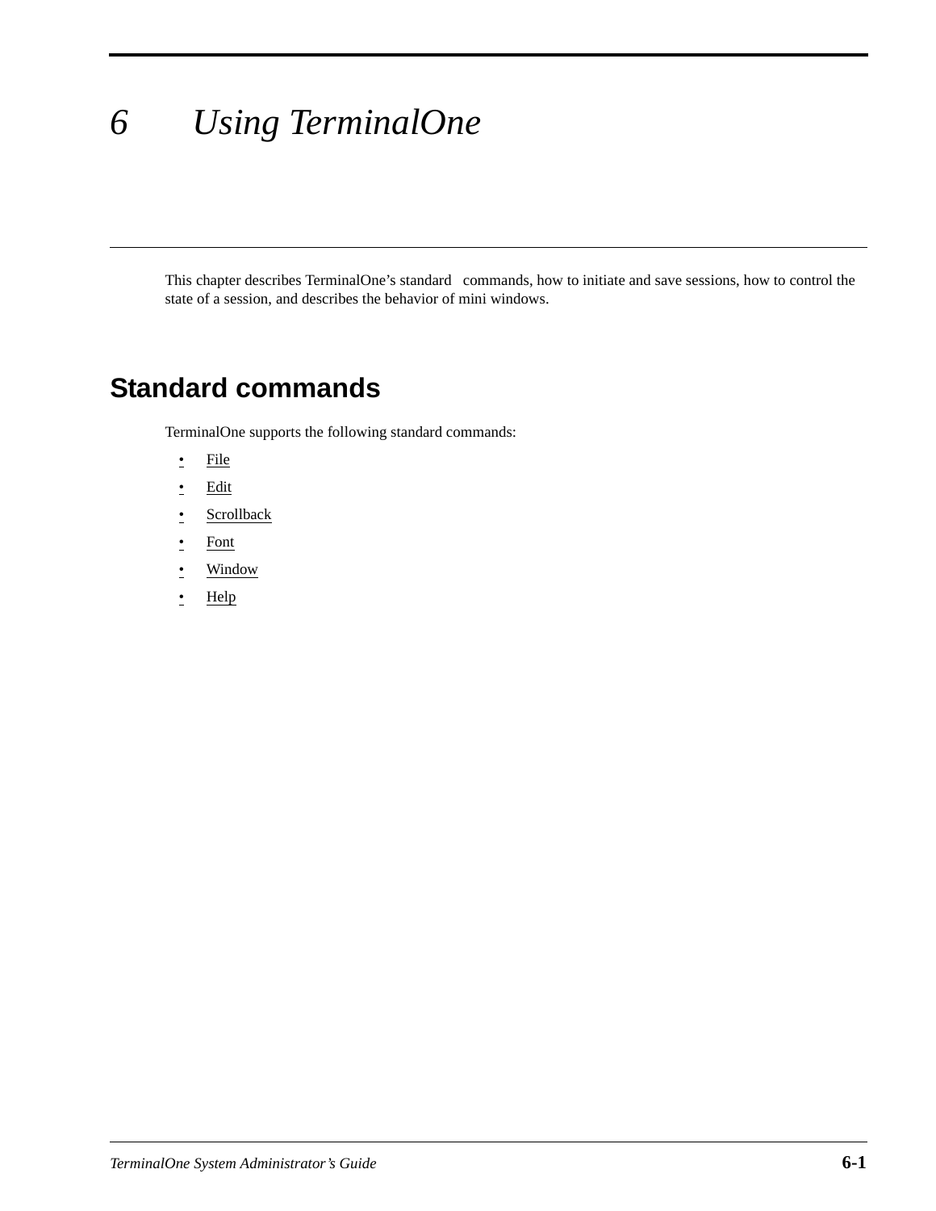# 6 Using TerminalOne

This chapter describes TerminalOne's standard commands, how to initiate and save sessions, how to control the state of a session, and describes the behavior of mini windows.

## Standard commands

TerminalOne supports the following standard commands:

- File
- Edit
- Scrollback
- Font
- Window
- Help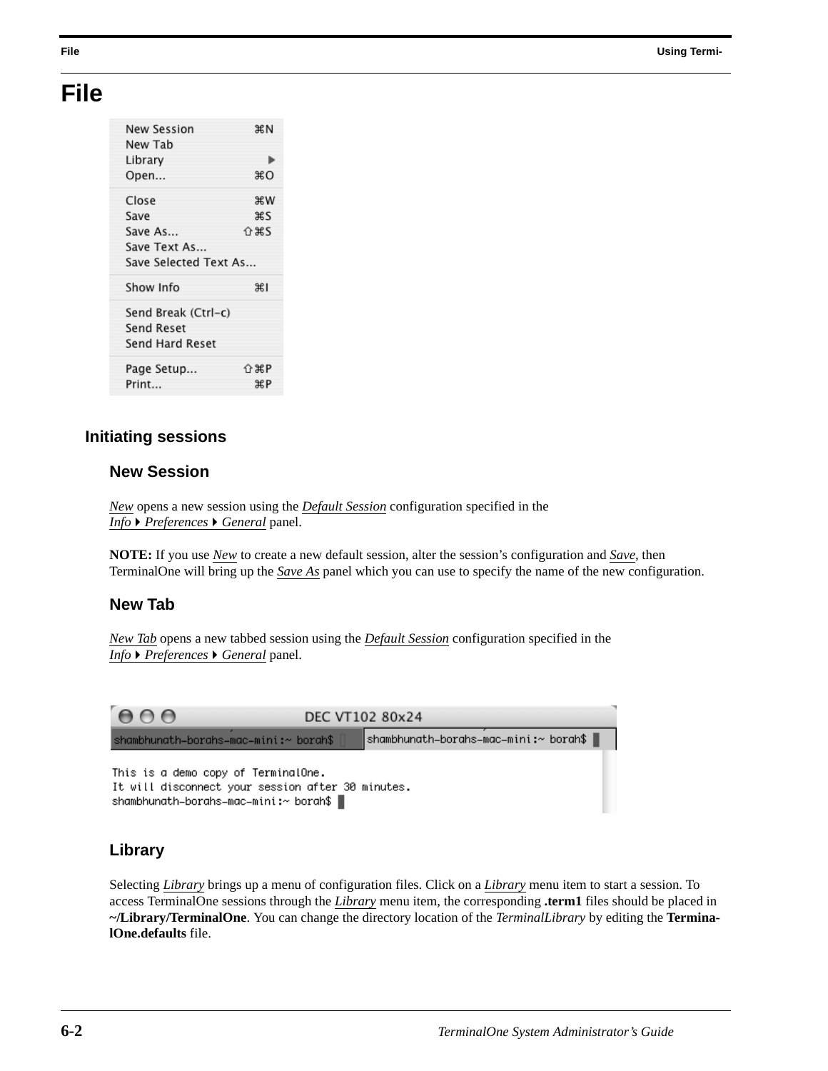# File

## Initiating sessions

### New Session

*New* opens a new session using the *Default Session* configuration specified in the *Info ▸ Preferences ▸ General* panel.

**NOTE:** If you use *New* to create a new default session, alter the session's configuration and *Save*, then TerminalOne will bring up the *Save As* panel which you can use to specify the name of the new configuration.

### New Tab

*New Tab* opens a new tabbed session using the *Default Session* configuration specified in the *Info ▸ Preferences ▸ General* panel.

### Library

Selecting *Library* brings up a menu of configuration files. Click on a *Library* menu item to start a session. To access TerminalOne sessions through the *Library* menu item, the corresponding **.term1** files should be placed in **~/Library/TerminalOne**. You can change the directory location of the *TerminalLibrary* by editing the **TerminalOne.defaults** file.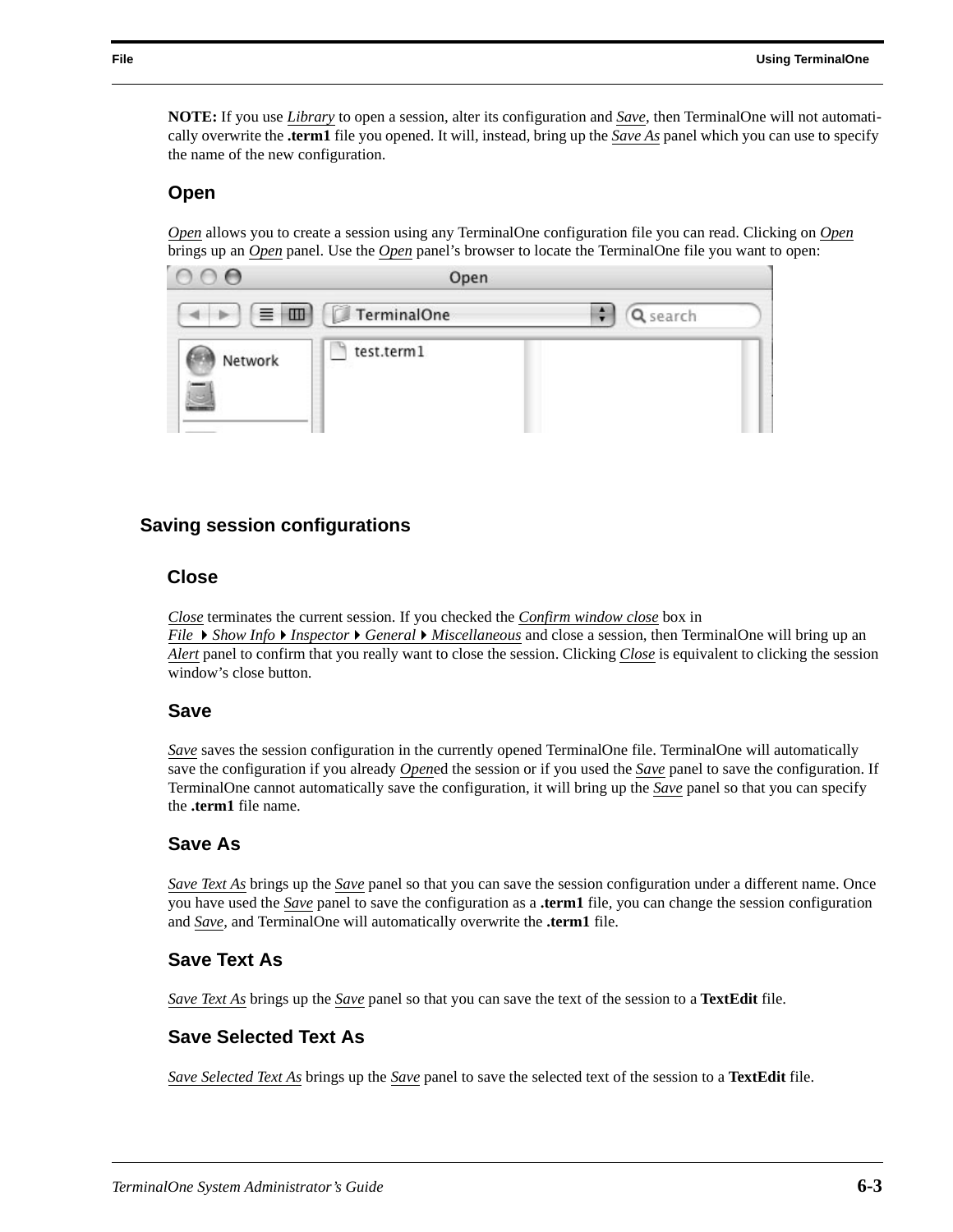**NOTE:** If you use *Library* to open a session, alter its configuration and *Save*, then TerminalOne will not automatically overwrite the **.term1** file you opened. It will, instead, bring up the *Save As* panel which you can use to specify the name of the new configuration.

### Open

*Open* allows you to create a session using any TerminalOne configuration file you can read. Clicking on *Open* brings up an *Open* panel. Use the *Open* panel's browser to locate the TerminalOne file you want to open:

## Saving session configurations

### Close

*Close* terminates the current session. If you checked the *Confirm window close* box in *File* ▸ *Show Info* ▸ *Inspector* ▸ *General* ▸ *Miscellaneous* and close a session, then TerminalOne will bring up an *Alert* panel to confirm that you really want to close the session. Clicking *Close* is equivalent to clicking the session window's close button.

### Save

*Save* saves the session configuration in the currently opened TerminalOne file. TerminalOne will automatically save the configuration if you already *Open*ed the session or if you used the *Save* panel to save the configuration. If TerminalOne cannot automatically save the configuration, it will bring up the *Save* panel so that you can specify the **.term1** file name.

### Save As

*Save Text As* brings up the *Save* panel so that you can save the session configuration under a different name. Once you have used the *Save* panel to save the configuration as a **.term1** file, you can change the session configuration and *Save*, and TerminalOne will automatically overwrite the **.term1** file.

### Save Text As

*Save Text As* brings up the *Save* panel so that you can save the text of the session to a **TextEdit** file.

### Save Selected Text As

*Save Selected Text As* brings up the *Save* panel to save the selected text of the session to a **TextEdit** file.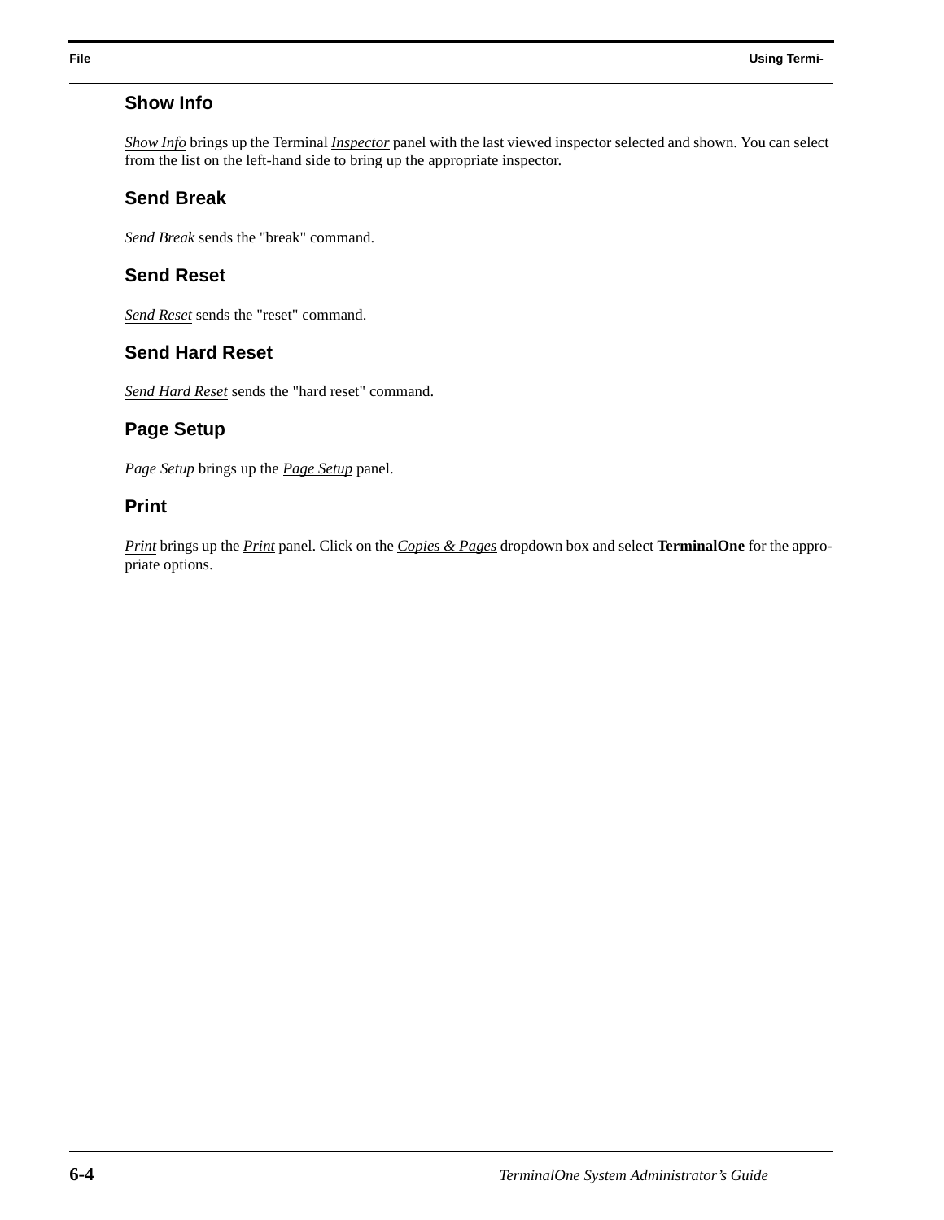## Show Info

*Show Info* brings up the Terminal *Inspector* panel with the last viewed inspector selected and shown. You can select from the list on the left-hand side to bring up the appropriate inspector.

## Send Break

*Send Break* sends the "break" command.

## Send Reset

*Send Reset* sends the "reset" command.

## Send Hard Reset

*Send Hard Reset* sends the "hard reset" command.

## Page Setup

*Page Setup* brings up the *Page Setup* panel.

## Print

*Print* brings up the *Print* panel. Click on the *Copies & Pages* dropdown box and select **TerminalOne** for the appropriate options.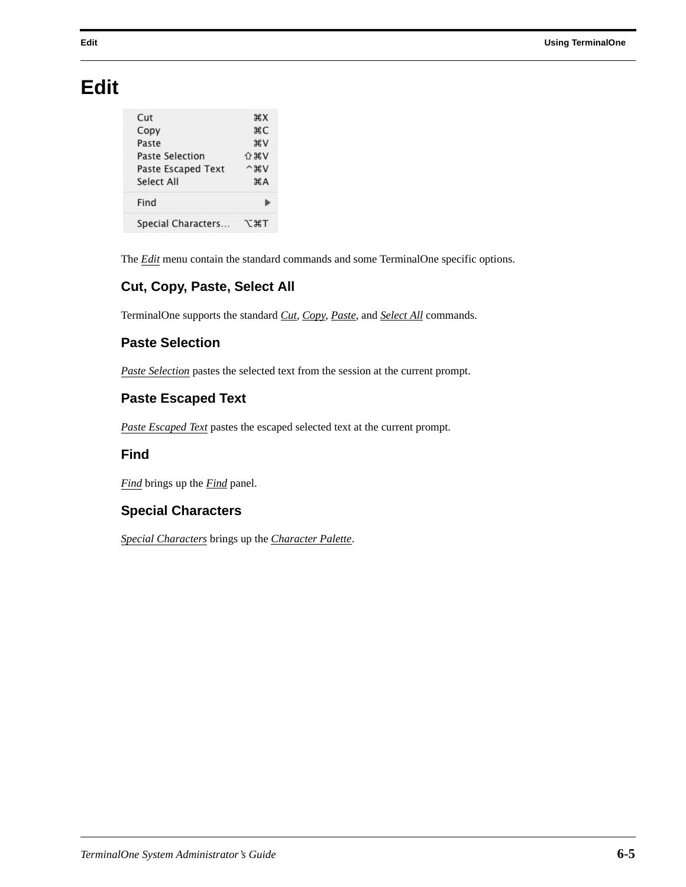# Edit

The *Edit* menu contain the standard commands and some TerminalOne specific options.

## Cut, Copy, Paste, Select All

TerminalOne supports the standard *Cut*, *Copy*, *Paste*, and *Select All* commands.

## Paste Selection

*Paste Selection* pastes the selected text from the session at the current prompt.

## Paste Escaped Text

*Paste Escaped Text* pastes the escaped selected text at the current prompt.

## Find

*Find* brings up the *Find* panel.

## Special Characters

*Special Characters* brings up the *Character Palette*.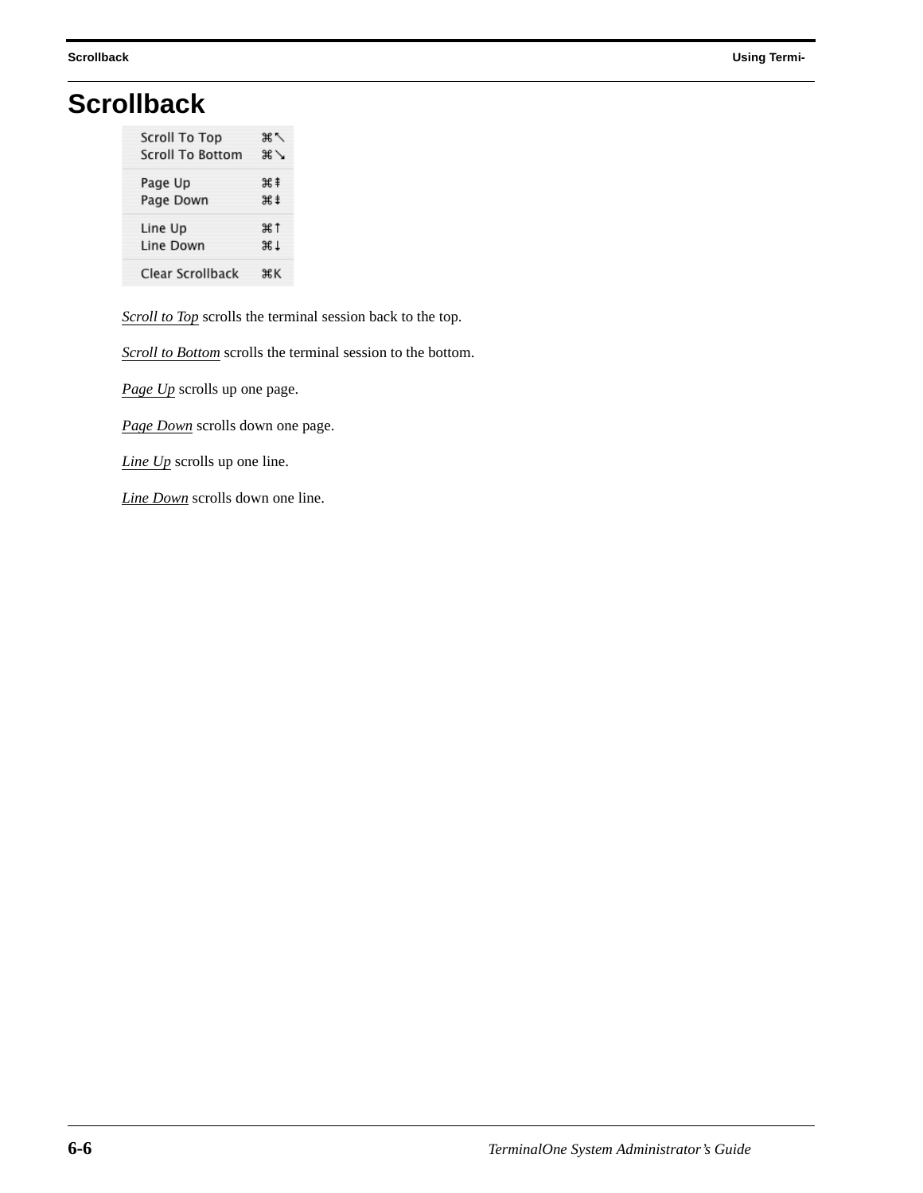# Scrollback

| | |
|---|---|
| Scroll To Top | ⌘↖ |
| Scroll To Bottom | ⌘↘ |
| Page Up | ⌘⇞ |
| Page Down | ⌘⇟ |
| Line Up | ⌘↑ |
| Line Down | ⌘↓ |
| Clear Scrollback | ⌘K |

*Scroll to Top* scrolls the terminal session back to the top.

*Scroll to Bottom* scrolls the terminal session to the bottom.

*Page Up* scrolls up one page.

*Page Down* scrolls down one page.

*Line Up* scrolls up one line.

*Line Down* scrolls down one line.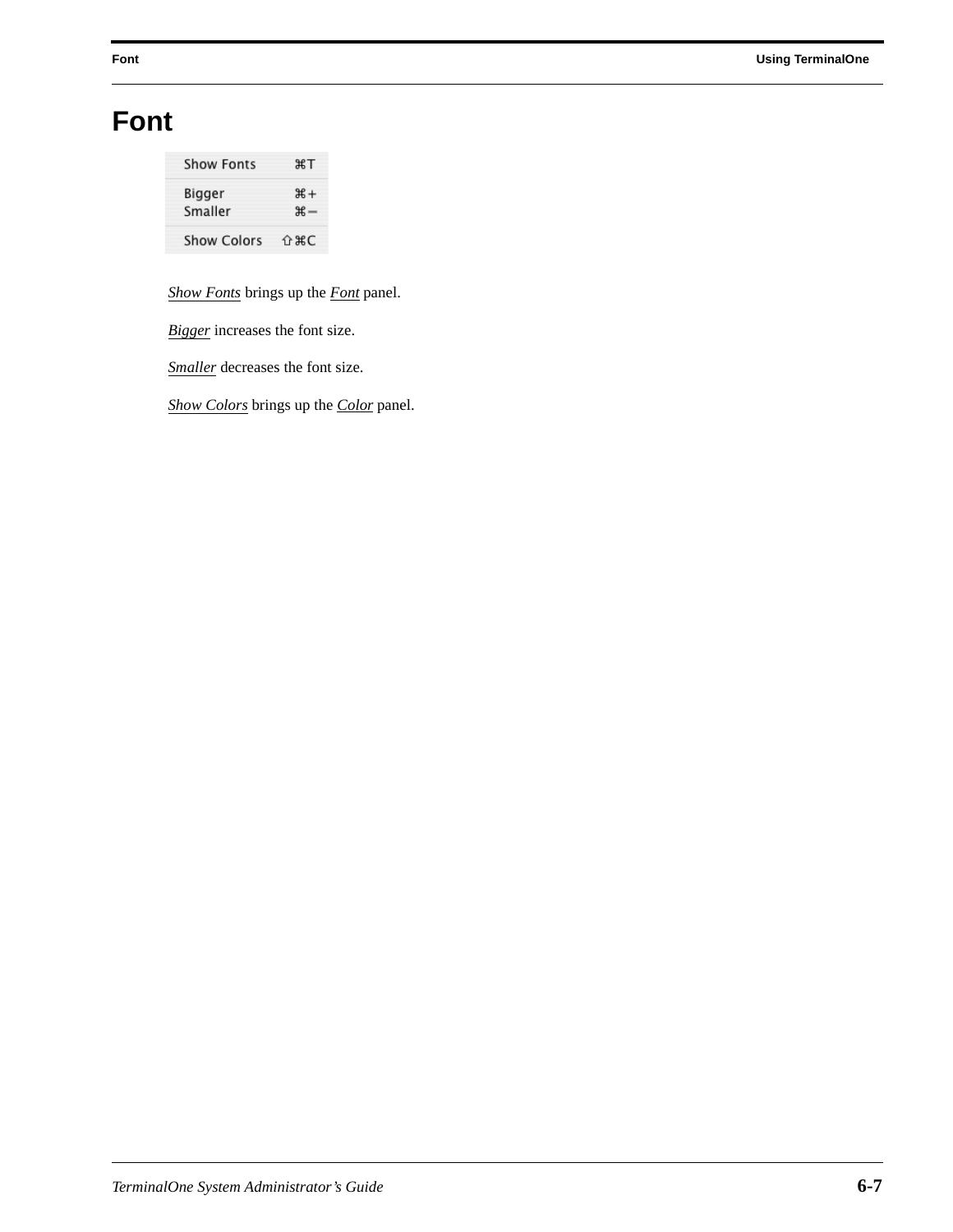# Font

| | |
|---|---|
| Show Fonts | ⌘T |
| Bigger | ⌘+ |
| Smaller | ⌘− |
| Show Colors | ⇧⌘C |

*Show Fonts* brings up the *Font* panel.

*Bigger* increases the font size.

*Smaller* decreases the font size.

*Show Colors* brings up the *Color* panel.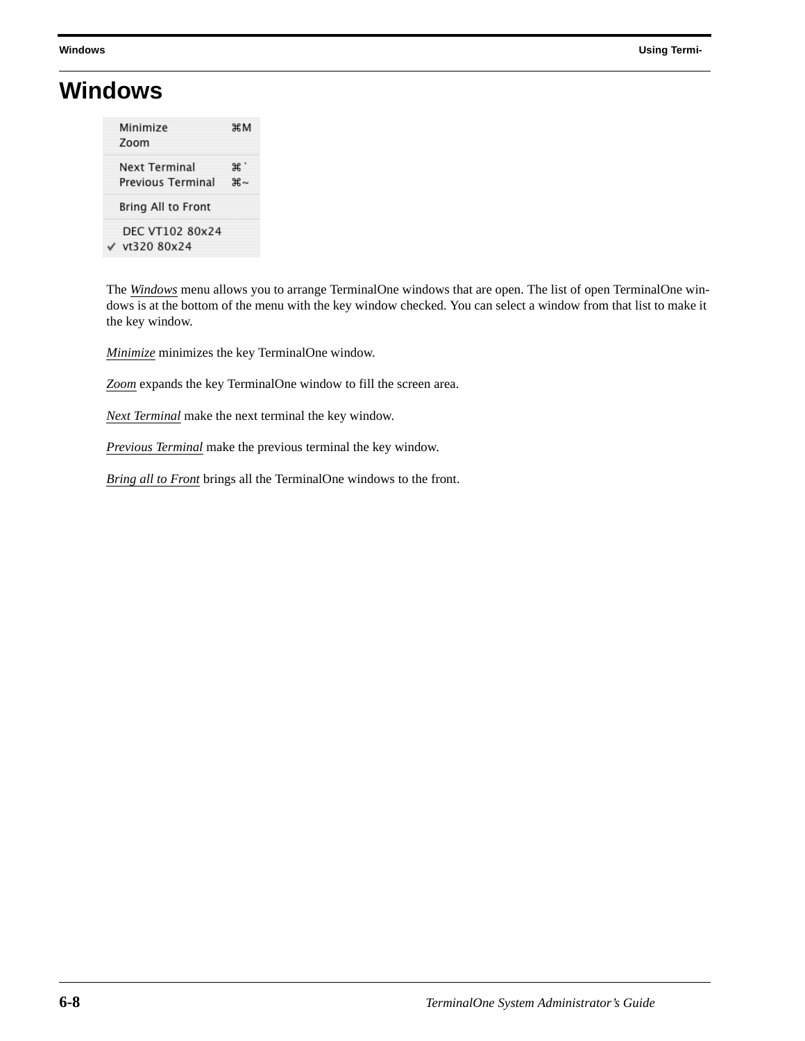# Windows

The *Windows* menu allows you to arrange TerminalOne windows that are open. The list of open TerminalOne windows is at the bottom of the menu with the key window checked. You can select a window from that list to make it the key window.

*Minimize* minimizes the key TerminalOne window.

*Zoom* expands the key TerminalOne window to fill the screen area.

*Next Terminal* make the next terminal the key window.

*Previous Terminal* make the previous terminal the key window.

*Bring all to Front* brings all the TerminalOne windows to the front.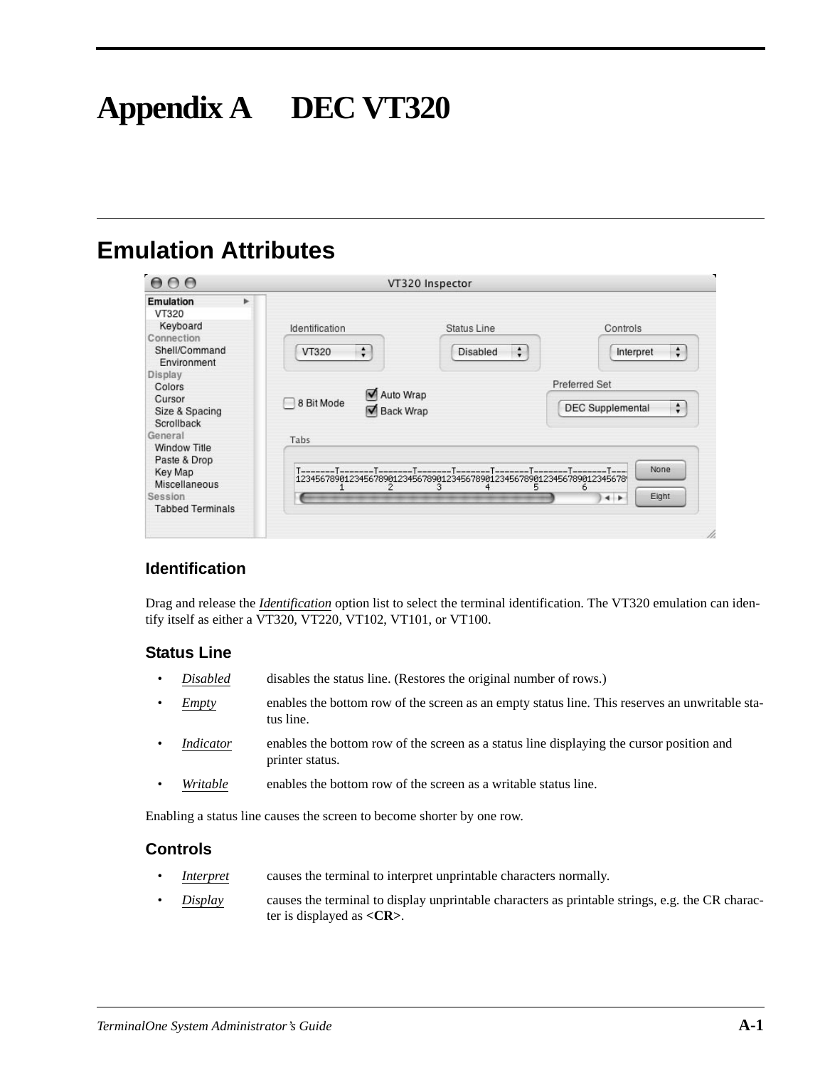# Appendix A DEC VT320

## Emulation Attributes

### Identification

Drag and release the *Identification* option list to select the terminal identification. The VT320 emulation can identify itself as either a VT320, VT220, VT102, VT101, or VT100.

### Status Line

- *Disabled* disables the status line. (Restores the original number of rows.)
- *Empty* enables the bottom row of the screen as an empty status line. This reserves an unwritable status line.
- *Indicator* enables the bottom row of the screen as a status line displaying the cursor position and printer status.
- *Writable* enables the bottom row of the screen as a writable status line.

Enabling a status line causes the screen to become shorter by one row.

### Controls

- *Interpret* causes the terminal to interpret unprintable characters normally.
- *Display* causes the terminal to display unprintable characters as printable strings, e.g. the CR character is displayed as **<CR>**.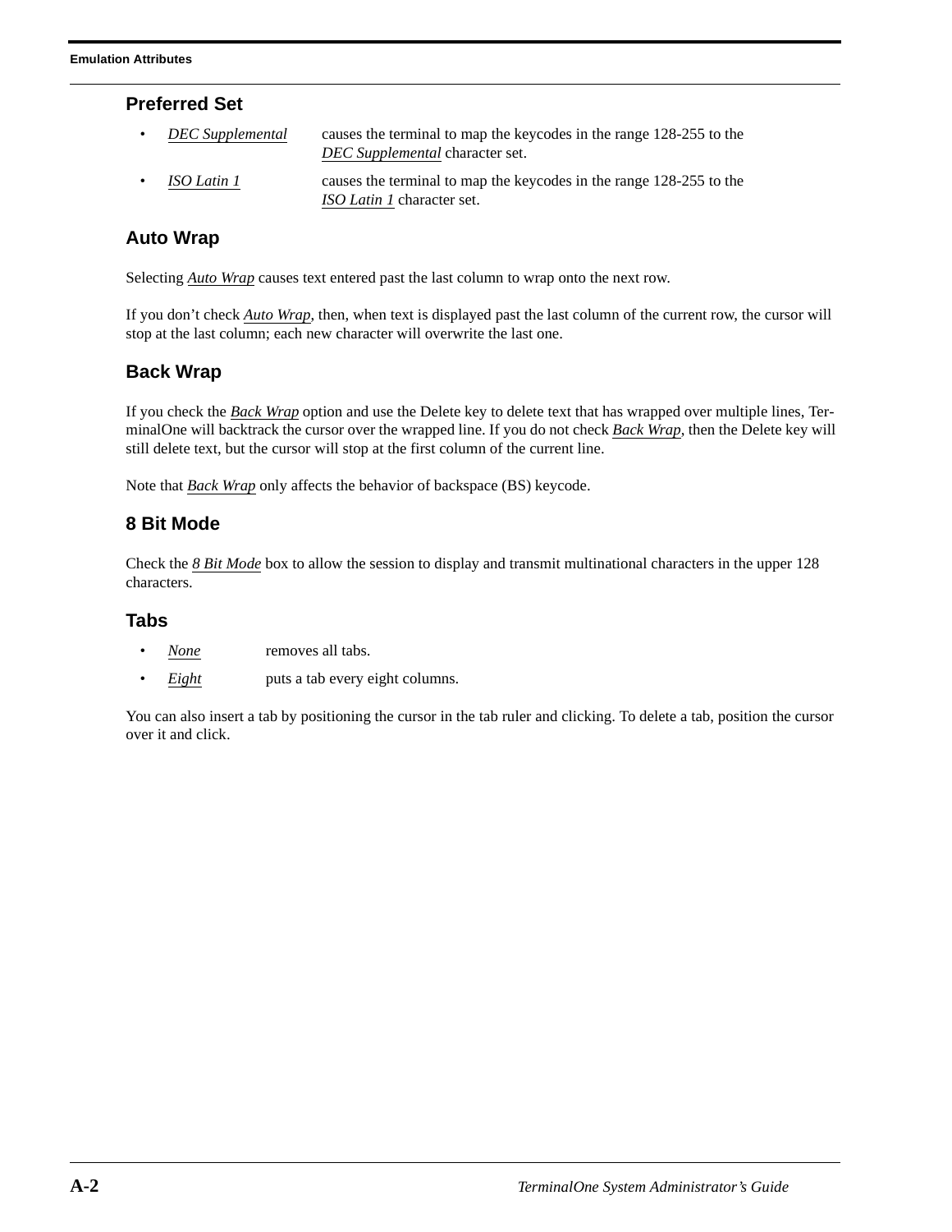## Preferred Set

- *DEC Supplemental* causes the terminal to map the keycodes in the range 128-255 to the *DEC Supplemental* character set.
- *ISO Latin 1* causes the terminal to map the keycodes in the range 128-255 to the *ISO Latin 1* character set.

## Auto Wrap

Selecting *Auto Wrap* causes text entered past the last column to wrap onto the next row.

If you don't check *Auto Wrap*, then, when text is displayed past the last column of the current row, the cursor will stop at the last column; each new character will overwrite the last one.

## Back Wrap

If you check the *Back Wrap* option and use the Delete key to delete text that has wrapped over multiple lines, TerminalOne will backtrack the cursor over the wrapped line. If you do not check *Back Wrap*, then the Delete key will still delete text, but the cursor will stop at the first column of the current line.

Note that *Back Wrap* only affects the behavior of backspace (BS) keycode.

## 8 Bit Mode

Check the *8 Bit Mode* box to allow the session to display and transmit multinational characters in the upper 128 characters.

## Tabs

- *None* removes all tabs.
- *Eight* puts a tab every eight columns.

You can also insert a tab by positioning the cursor in the tab ruler and clicking. To delete a tab, position the cursor over it and click.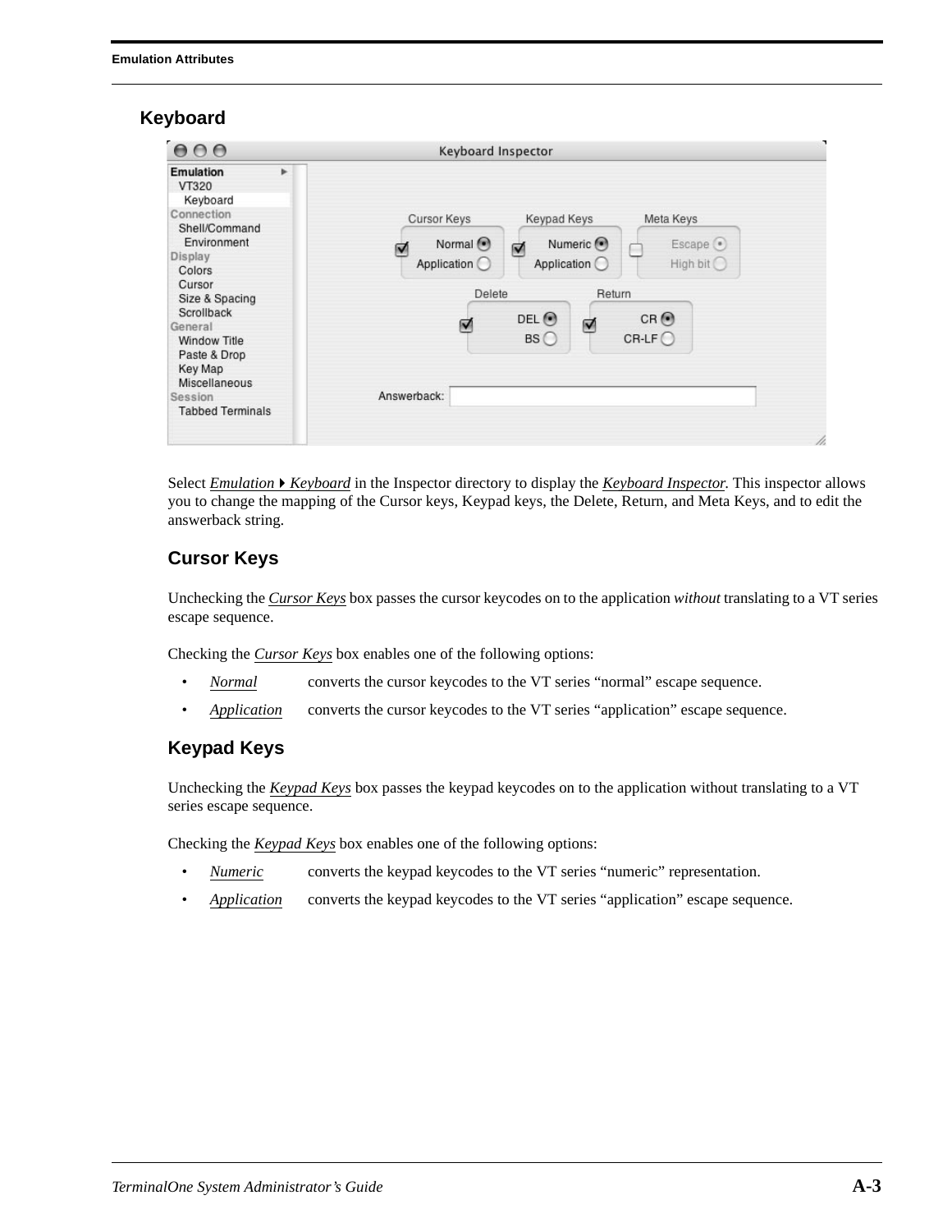## Keyboard

Select *Emulation ▸ Keyboard* in the Inspector directory to display the *Keyboard Inspector*. This inspector allows you to change the mapping of the Cursor keys, Keypad keys, the Delete, Return, and Meta Keys, and to edit the answerback string.

### Cursor Keys

Unchecking the *Cursor Keys* box passes the cursor keycodes on to the application *without* translating to a VT series escape sequence.

Checking the *Cursor Keys* box enables one of the following options:

- *Normal* converts the cursor keycodes to the VT series "normal" escape sequence.
- *Application* converts the cursor keycodes to the VT series "application" escape sequence.

### Keypad Keys

Unchecking the *Keypad Keys* box passes the keypad keycodes on to the application without translating to a VT series escape sequence.

Checking the *Keypad Keys* box enables one of the following options:

- *Numeric* converts the keypad keycodes to the VT series "numeric" representation.
- *Application* converts the keypad keycodes to the VT series "application" escape sequence.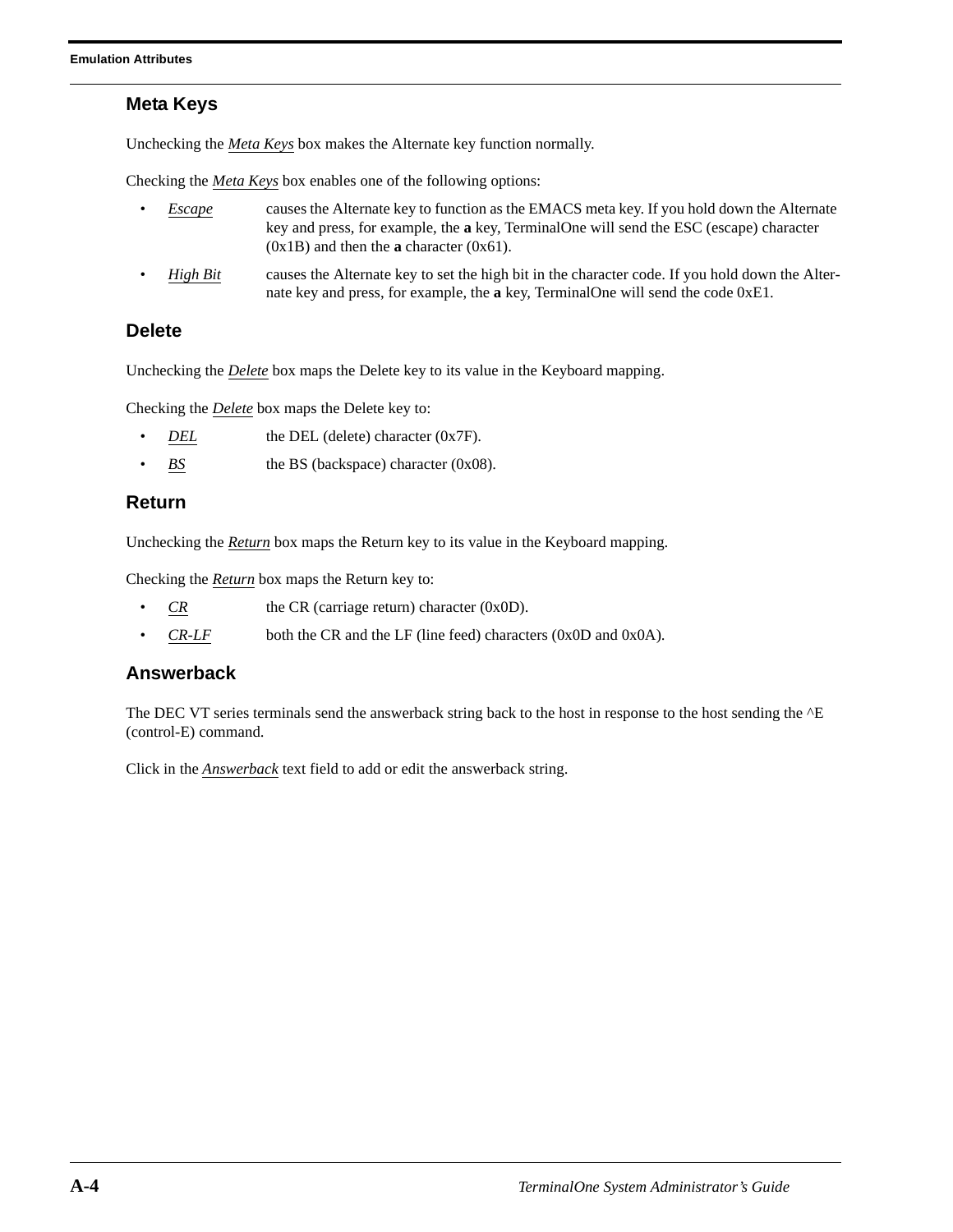## Meta Keys

Unchecking the *Meta Keys* box makes the Alternate key function normally.

Checking the *Meta Keys* box enables one of the following options:

- *Escape* — causes the Alternate key to function as the EMACS meta key. If you hold down the Alternate key and press, for example, the **a** key, TerminalOne will send the ESC (escape) character (0x1B) and then the **a** character (0x61).
- *High Bit* — causes the Alternate key to set the high bit in the character code. If you hold down the Alternate key and press, for example, the **a** key, TerminalOne will send the code 0xE1.

## Delete

Unchecking the *Delete* box maps the Delete key to its value in the Keyboard mapping.

Checking the *Delete* box maps the Delete key to:

- *DEL* — the DEL (delete) character (0x7F).
- *BS* — the BS (backspace) character (0x08).

## Return

Unchecking the *Return* box maps the Return key to its value in the Keyboard mapping.

Checking the *Return* box maps the Return key to:

- *CR* — the CR (carriage return) character (0x0D).
- *CR-LF* — both the CR and the LF (line feed) characters (0x0D and 0x0A).

## Answerback

The DEC VT series terminals send the answerback string back to the host in response to the host sending the ^E (control-E) command.

Click in the *Answerback* text field to add or edit the answerback string.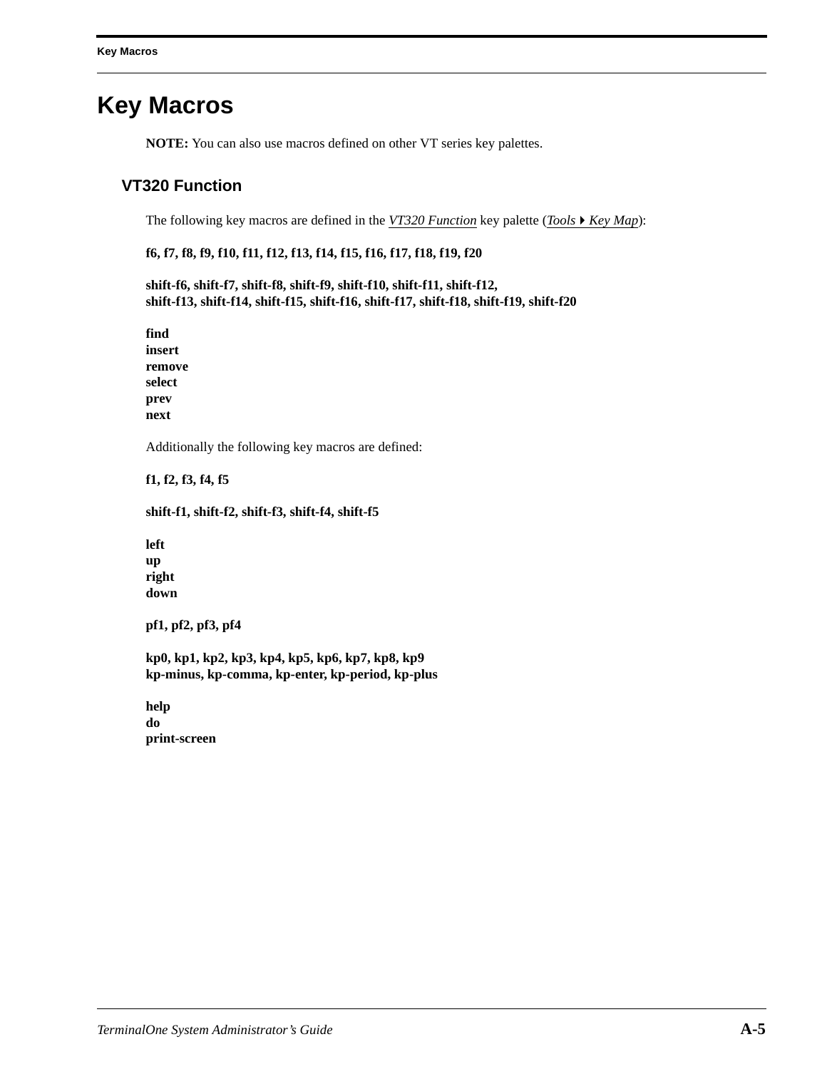# Key Macros

**NOTE:** You can also use macros defined on other VT series key palettes.

## VT320 Function

The following key macros are defined in the *VT320 Function* key palette (*Tools ▸ Key Map*):

**f6, f7, f8, f9, f10, f11, f12, f13, f14, f15, f16, f17, f18, f19, f20**

**shift-f6, shift-f7, shift-f8, shift-f9, shift-f10, shift-f11, shift-f12,**
**shift-f13, shift-f14, shift-f15, shift-f16, shift-f17, shift-f18, shift-f19, shift-f20**

**find**
**insert**
**remove**
**select**
**prev**
**next**

Additionally the following key macros are defined:

**f1, f2, f3, f4, f5**

**shift-f1, shift-f2, shift-f3, shift-f4, shift-f5**

**left**
**up**
**right**
**down**

**pf1, pf2, pf3, pf4**

**kp0, kp1, kp2, kp3, kp4, kp5, kp6, kp7, kp8, kp9**
**kp-minus, kp-comma, kp-enter, kp-period, kp-plus**

**help**
**do**
**print-screen**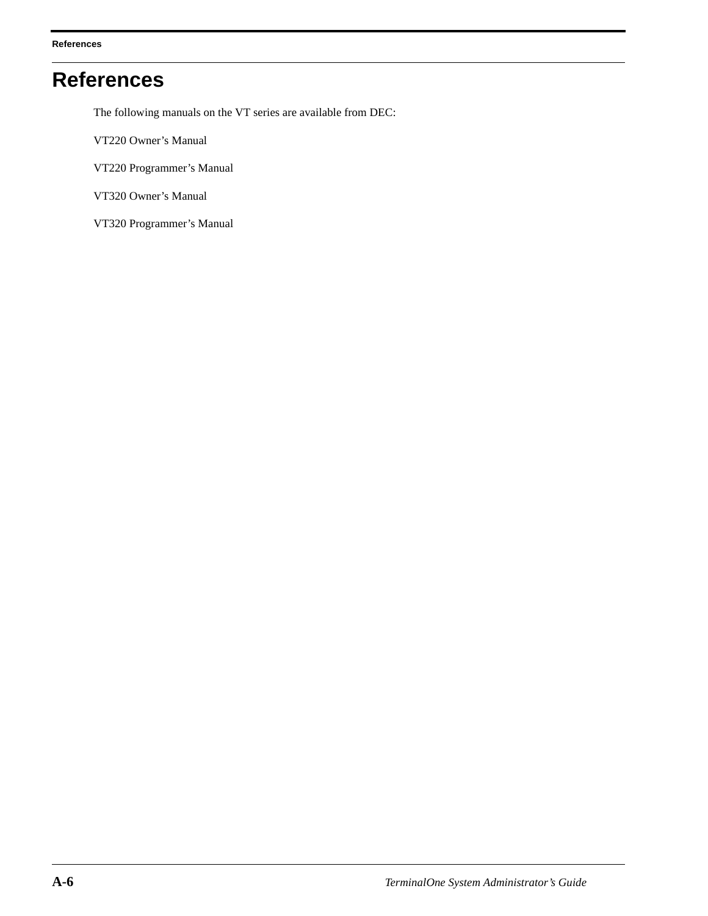# References

The following manuals on the VT series are available from DEC:

VT220 Owner’s Manual

VT220 Programmer’s Manual

VT320 Owner’s Manual

VT320 Programmer’s Manual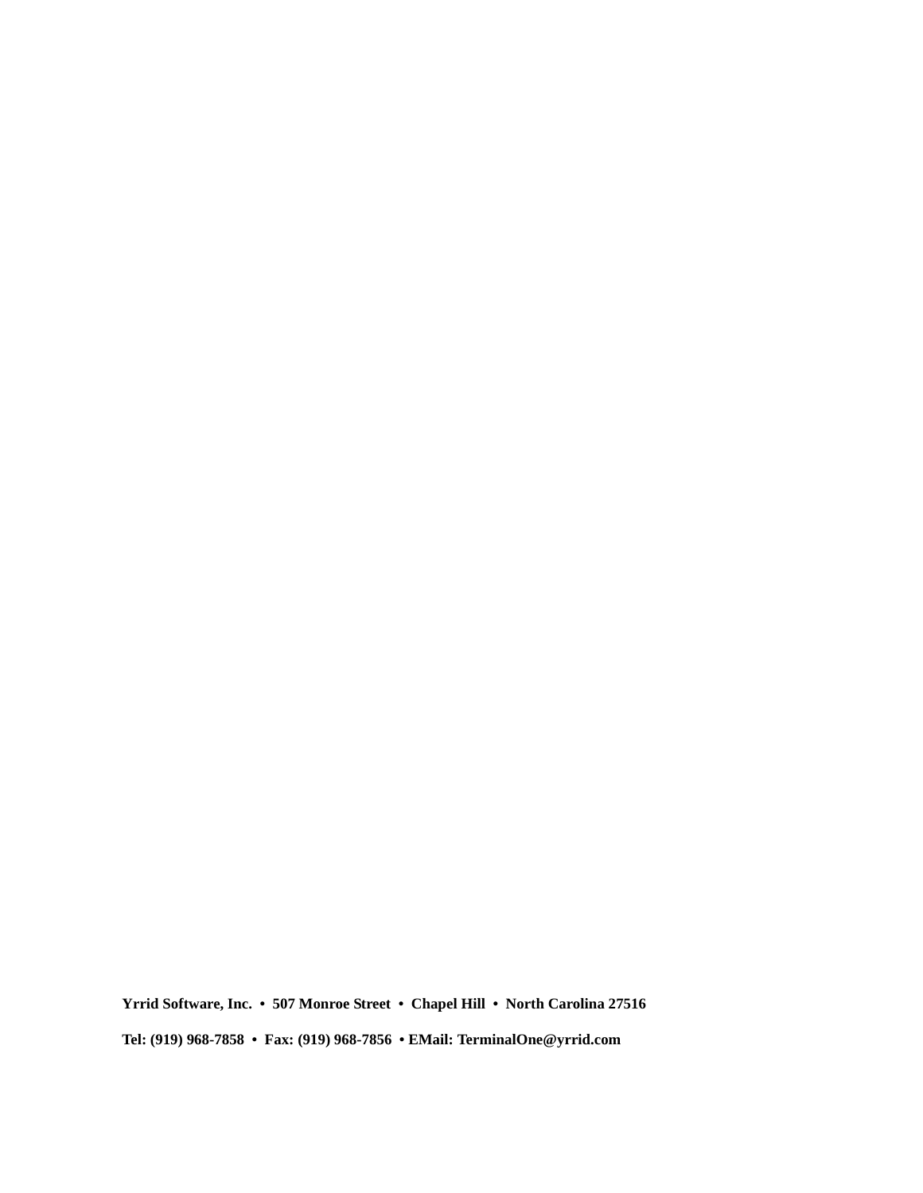**Yrrid Software, Inc. • 507 Monroe Street • Chapel Hill • North Carolina 27516**

**Tel: (919) 968-7858 • Fax: (919) 968-7856 • EMail: TerminalOne@yrrid.com**